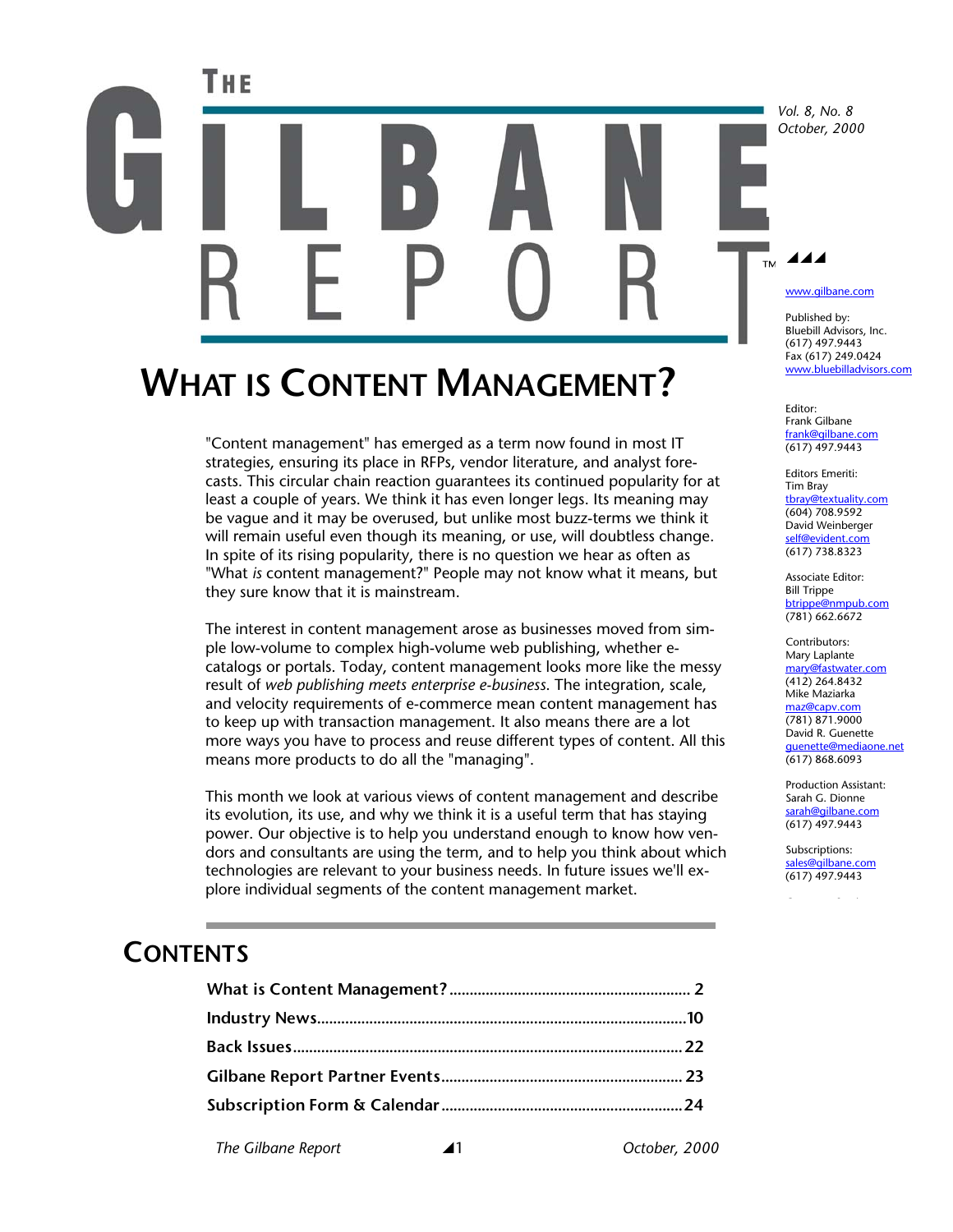# THE GILBANE REPORT™

*Vol. 8, No. 8*
*October, 2000*

www.gilbane.com

Published by:
Bluebill Advisors, Inc.
(617) 497.9443
Fax (617) 249.0424
www.bluebilladvisors.com

Editor:
Frank Gilbane
frank@gilbane.com
(617) 497.9443

Editors Emeriti:
Tim Bray
tbray@textuality.com
(604) 708.9592
David Weinberger
self@evident.com
(617) 738.8323

Associate Editor:
Bill Trippe
btrippe@nmpub.com
(781) 662.6672

Contributors:
Mary Laplante
mary@fastwater.com
(412) 264.8432
Mike Maziarka
maz@capv.com
(781) 871.9000
David R. Guenette
guenette@mediaone.net
(617) 868.6093

Production Assistant:
Sarah G. Dionne
sarah@gilbane.com
(617) 497.9443

Subscriptions:
sales@gilbane.com
(617) 497.9443

## WHAT IS CONTENT MANAGEMENT?

"Content management" has emerged as a term now found in most IT strategies, ensuring its place in RFPs, vendor literature, and analyst forecasts. This circular chain reaction guarantees its continued popularity for at least a couple of years. We think it has even longer legs. Its meaning may be vague and it may be overused, but unlike most buzz-terms we think it will remain useful even though its meaning, or use, will doubtless change. In spite of its rising popularity, there is no question we hear as often as "What *is* content management?" People may not know what it means, but they sure know that it is mainstream.

The interest in content management arose as businesses moved from simple low-volume to complex high-volume web publishing, whether e-catalogs or portals. Today, content management looks more like the messy result of *web publishing meets enterprise e-business*. The integration, scale, and velocity requirements of e-commerce mean content management has to keep up with transaction management. It also means there are a lot more ways you have to process and reuse different types of content. All this means more products to do all the "managing".

This month we look at various views of content management and describe its evolution, its use, and why we think it is a useful term that has staying power. Our objective is to help you understand enough to know how vendors and consultants are using the term, and to help you think about which technologies are relevant to your business needs. In future issues we'll explore individual segments of the content management market.

## CONTENTS

- **What is Content Management?** .......... 2
- **Industry News** .......... 10
- **Back Issues** .......... 22
- **Gilbane Report Partner Events** .......... 23
- **Subscription Form & Calendar** .......... 24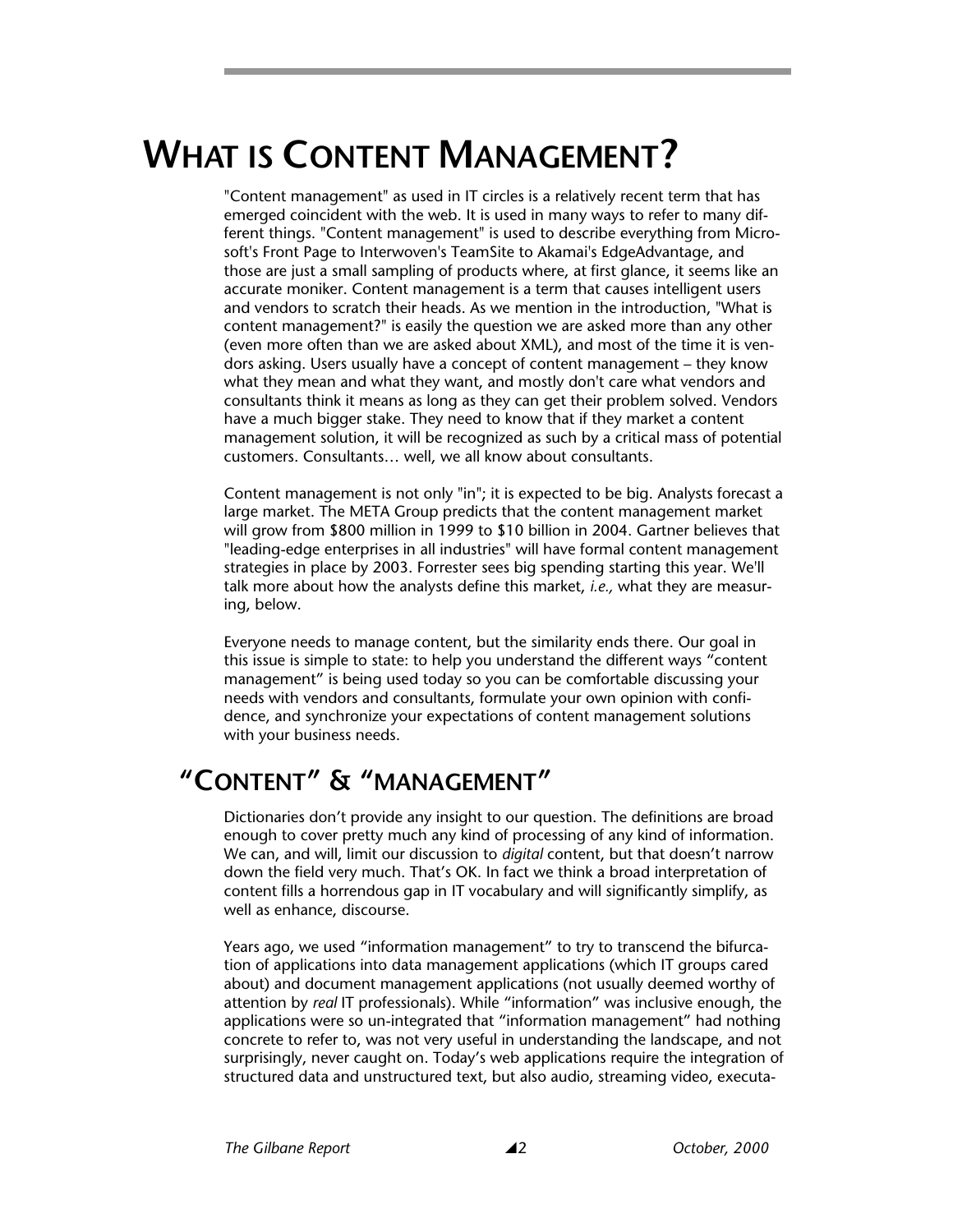# WHAT IS CONTENT MANAGEMENT?

"Content management" as used in IT circles is a relatively recent term that has emerged coincident with the web. It is used in many ways to refer to many different things. "Content management" is used to describe everything from Microsoft's Front Page to Interwoven's TeamSite to Akamai's EdgeAdvantage, and those are just a small sampling of products where, at first glance, it seems like an accurate moniker. Content management is a term that causes intelligent users and vendors to scratch their heads. As we mention in the introduction, "What is content management?" is easily the question we are asked more than any other (even more often than we are asked about XML), and most of the time it is vendors asking. Users usually have a concept of content management – they know what they mean and what they want, and mostly don't care what vendors and consultants think it means as long as they can get their problem solved. Vendors have a much bigger stake. They need to know that if they market a content management solution, it will be recognized as such by a critical mass of potential customers. Consultants… well, we all know about consultants.

Content management is not only "in"; it is expected to be big. Analysts forecast a large market. The META Group predicts that the content management market will grow from $800 million in 1999 to $10 billion in 2004. Gartner believes that "leading-edge enterprises in all industries" will have formal content management strategies in place by 2003. Forrester sees big spending starting this year. We'll talk more about how the analysts define this market, *i.e.,* what they are measuring, below.

Everyone needs to manage content, but the similarity ends there. Our goal in this issue is simple to state: to help you understand the different ways "content management" is being used today so you can be comfortable discussing your needs with vendors and consultants, formulate your own opinion with confidence, and synchronize your expectations of content management solutions with your business needs.

## "CONTENT" & "MANAGEMENT"

Dictionaries don't provide any insight to our question. The definitions are broad enough to cover pretty much any kind of processing of any kind of information. We can, and will, limit our discussion to *digital* content, but that doesn't narrow down the field very much. That's OK. In fact we think a broad interpretation of content fills a horrendous gap in IT vocabulary and will significantly simplify, as well as enhance, discourse.

Years ago, we used "information management" to try to transcend the bifurcation of applications into data management applications (which IT groups cared about) and document management applications (not usually deemed worthy of attention by *real* IT professionals). While "information" was inclusive enough, the applications were so un-integrated that "information management" had nothing concrete to refer to, was not very useful in understanding the landscape, and not surprisingly, never caught on. Today's web applications require the integration of structured data and unstructured text, but also audio, streaming video, executa-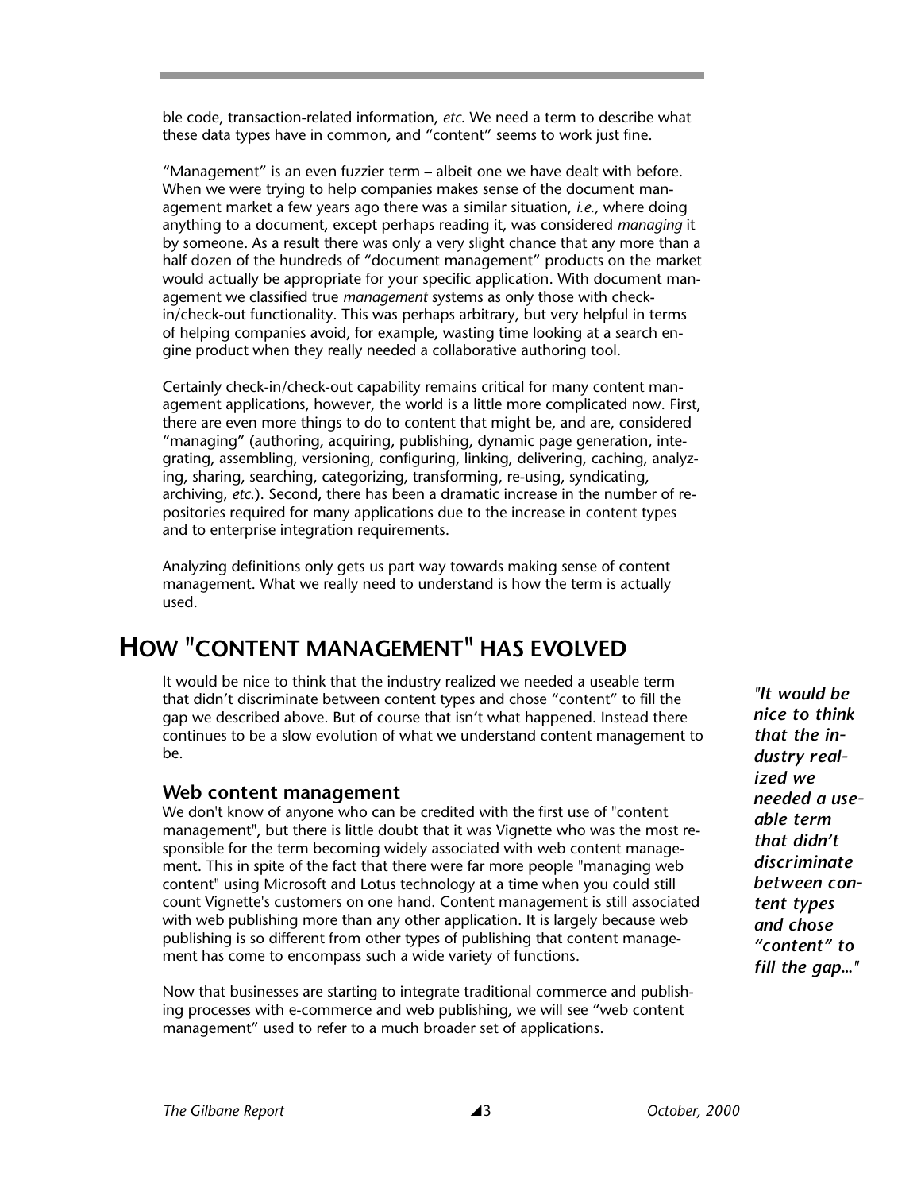ble code, transaction-related information, *etc.* We need a term to describe what these data types have in common, and "content" seems to work just fine.

"Management" is an even fuzzier term – albeit one we have dealt with before. When we were trying to help companies makes sense of the document management market a few years ago there was a similar situation, *i.e.,* where doing anything to a document, except perhaps reading it, was considered *managing* it by someone. As a result there was only a very slight chance that any more than a half dozen of the hundreds of "document management" products on the market would actually be appropriate for your specific application. With document management we classified true *management* systems as only those with check-in/check-out functionality. This was perhaps arbitrary, but very helpful in terms of helping companies avoid, for example, wasting time looking at a search engine product when they really needed a collaborative authoring tool.

Certainly check-in/check-out capability remains critical for many content management applications, however, the world is a little more complicated now. First, there are even more things to do to content that might be, and are, considered "managing" (authoring, acquiring, publishing, dynamic page generation, integrating, assembling, versioning, configuring, linking, delivering, caching, analyzing, sharing, searching, categorizing, transforming, re-using, syndicating, archiving, *etc.*). Second, there has been a dramatic increase in the number of repositories required for many applications due to the increase in content types and to enterprise integration requirements.

Analyzing definitions only gets us part way towards making sense of content management. What we really need to understand is how the term is actually used.

## HOW "CONTENT MANAGEMENT" HAS EVOLVED

It would be nice to think that the industry realized we needed a useable term that didn't discriminate between content types and chose "content" to fill the gap we described above. But of course that isn't what happened. Instead there continues to be a slow evolution of what we understand content management to be.

*"It would be nice to think that the industry realized we needed a useable term that didn't discriminate between content types and chose "content" to fill the gap..."*

### Web content management

We don't know of anyone who can be credited with the first use of "content management", but there is little doubt that it was Vignette who was the most responsible for the term becoming widely associated with web content management. This in spite of the fact that there were far more people "managing web content" using Microsoft and Lotus technology at a time when you could still count Vignette's customers on one hand. Content management is still associated with web publishing more than any other application. It is largely because web publishing is so different from other types of publishing that content management has come to encompass such a wide variety of functions.

Now that businesses are starting to integrate traditional commerce and publishing processes with e-commerce and web publishing, we will see "web content management" used to refer to a much broader set of applications.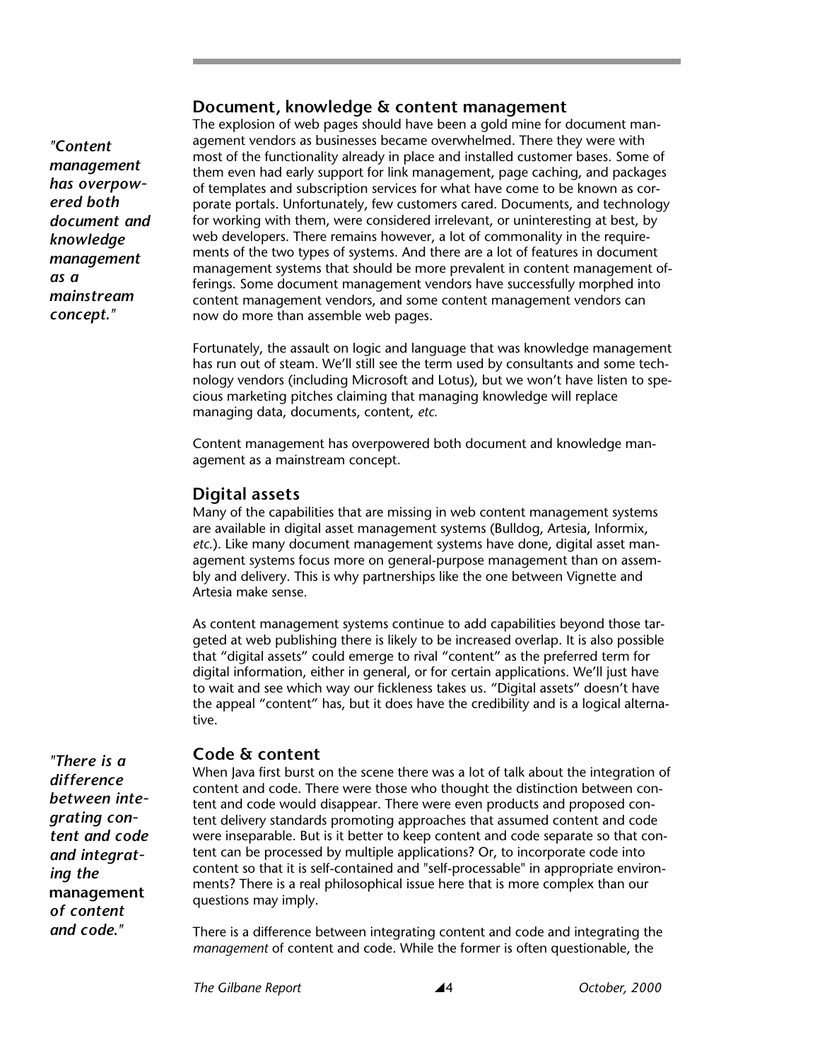## Document, knowledge & content management

*"Content management has overpowered both document and knowledge management as a mainstream concept."*

The explosion of web pages should have been a gold mine for document management vendors as businesses became overwhelmed. There they were with most of the functionality already in place and installed customer bases. Some of them even had early support for link management, page caching, and packages of templates and subscription services for what have come to be known as corporate portals. Unfortunately, few customers cared. Documents, and technology for working with them, were considered irrelevant, or uninteresting at best, by web developers. There remains however, a lot of commonality in the requirements of the two types of systems. And there are a lot of features in document management systems that should be more prevalent in content management offerings. Some document management vendors have successfully morphed into content management vendors, and some content management vendors can now do more than assemble web pages.

Fortunately, the assault on logic and language that was knowledge management has run out of steam. We'll still see the term used by consultants and some technology vendors (including Microsoft and Lotus), but we won't have listen to specious marketing pitches claiming that managing knowledge will replace managing data, documents, content, *etc.*

Content management has overpowered both document and knowledge management as a mainstream concept.

## Digital assets

Many of the capabilities that are missing in web content management systems are available in digital asset management systems (Bulldog, Artesia, Informix, *etc.*). Like many document management systems have done, digital asset management systems focus more on general-purpose management than on assembly and delivery. This is why partnerships like the one between Vignette and Artesia make sense.

As content management systems continue to add capabilities beyond those targeted at web publishing there is likely to be increased overlap. It is also possible that "digital assets" could emerge to rival "content" as the preferred term for digital information, either in general, or for certain applications. We'll just have to wait and see which way our fickleness takes us. "Digital assets" doesn't have the appeal "content" has, but it does have the credibility and is a logical alternative.

## Code & content

*"There is a difference between integrating content and code and integrating the* **management** *of content and code."*

When Java first burst on the scene there was a lot of talk about the integration of content and code. There were those who thought the distinction between content and code would disappear. There were even products and proposed content delivery standards promoting approaches that assumed content and code were inseparable. But is it better to keep content and code separate so that content can be processed by multiple applications? Or, to incorporate code into content so that it is self-contained and "self-processable" in appropriate environments? There is a real philosophical issue here that is more complex than our questions may imply.

There is a difference between integrating content and code and integrating the *management* of content and code. While the former is often questionable, the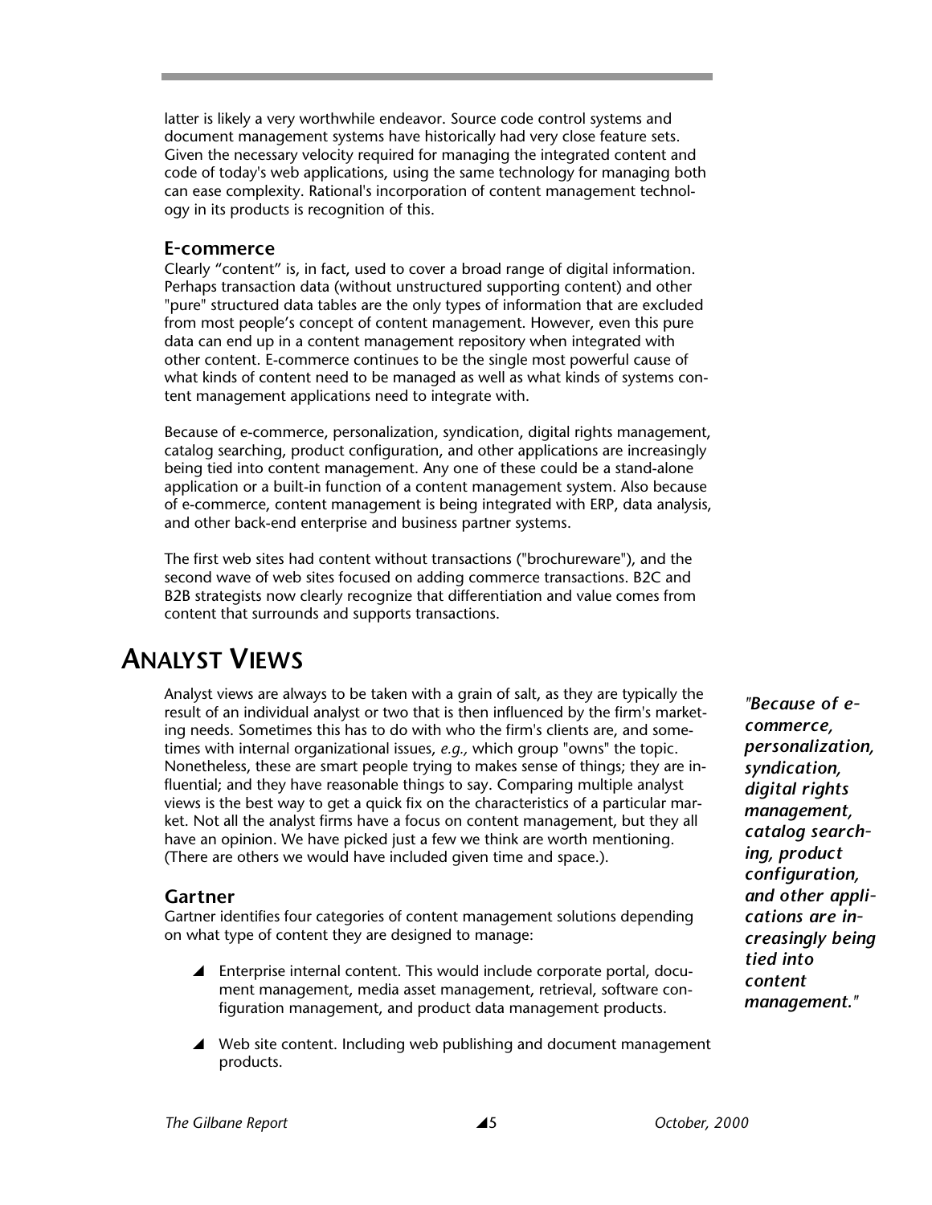latter is likely a very worthwhile endeavor. Source code control systems and document management systems have historically had very close feature sets. Given the necessary velocity required for managing the integrated content and code of today's web applications, using the same technology for managing both can ease complexity. Rational's incorporation of content management technology in its products is recognition of this.

### E-commerce

Clearly "content" is, in fact, used to cover a broad range of digital information. Perhaps transaction data (without unstructured supporting content) and other "pure" structured data tables are the only types of information that are excluded from most people's concept of content management. However, even this pure data can end up in a content management repository when integrated with other content. E-commerce continues to be the single most powerful cause of what kinds of content need to be managed as well as what kinds of systems content management applications need to integrate with.

Because of e-commerce, personalization, syndication, digital rights management, catalog searching, product configuration, and other applications are increasingly being tied into content management. Any one of these could be a stand-alone application or a built-in function of a content management system. Also because of e-commerce, content management is being integrated with ERP, data analysis, and other back-end enterprise and business partner systems.

The first web sites had content without transactions ("brochureware"), and the second wave of web sites focused on adding commerce transactions. B2C and B2B strategists now clearly recognize that differentiation and value comes from content that surrounds and supports transactions.

## ANALYST VIEWS

Analyst views are always to be taken with a grain of salt, as they are typically the result of an individual analyst or two that is then influenced by the firm's marketing needs. Sometimes this has to do with who the firm's clients are, and sometimes with internal organizational issues, *e.g.,* which group "owns" the topic. Nonetheless, these are smart people trying to makes sense of things; they are influential; and they have reasonable things to say. Comparing multiple analyst views is the best way to get a quick fix on the characteristics of a particular market. Not all the analyst firms have a focus on content management, but they all have an opinion. We have picked just a few we think are worth mentioning. (There are others we would have included given time and space.).

*"Because of e-commerce, personalization, syndication, digital rights management, catalog searching, product configuration, and other applications are increasingly being tied into content management."*

### Gartner

Gartner identifies four categories of content management solutions depending on what type of content they are designed to manage:

- Enterprise internal content. This would include corporate portal, document management, media asset management, retrieval, software configuration management, and product data management products.
- Web site content. Including web publishing and document management products.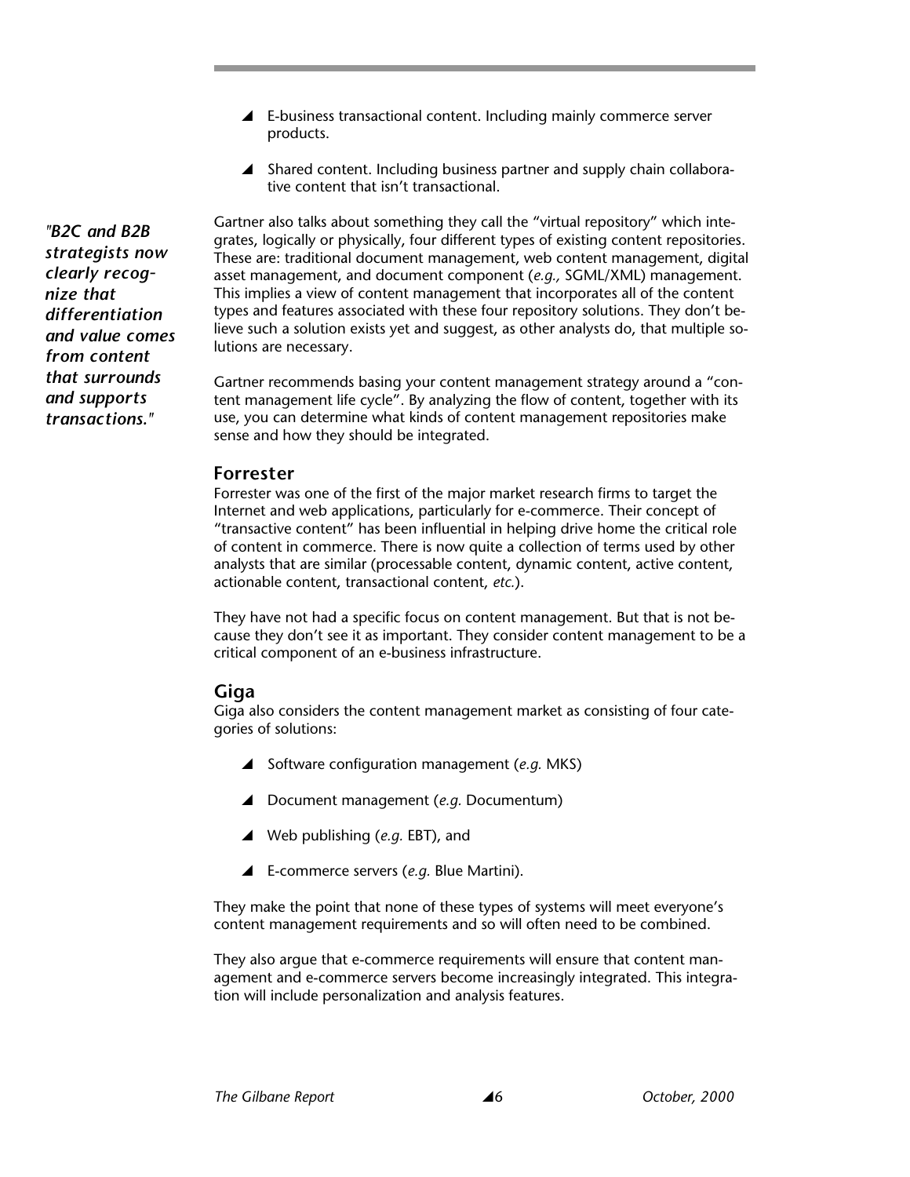- E-business transactional content. Including mainly commerce server products.
- Shared content. Including business partner and supply chain collaborative content that isn't transactional.

*"B2C and B2B strategists now clearly recognize that differentiation and value comes from content that surrounds and supports transactions."*

Gartner also talks about something they call the "virtual repository" which integrates, logically or physically, four different types of existing content repositories. These are: traditional document management, web content management, digital asset management, and document component (*e.g.,* SGML/XML) management. This implies a view of content management that incorporates all of the content types and features associated with these four repository solutions. They don't believe such a solution exists yet and suggest, as other analysts do, that multiple solutions are necessary.

Gartner recommends basing your content management strategy around a "content management life cycle". By analyzing the flow of content, together with its use, you can determine what kinds of content management repositories make sense and how they should be integrated.

## Forrester

Forrester was one of the first of the major market research firms to target the Internet and web applications, particularly for e-commerce. Their concept of "transactive content" has been influential in helping drive home the critical role of content in commerce. There is now quite a collection of terms used by other analysts that are similar (processable content, dynamic content, active content, actionable content, transactional content, *etc.*).

They have not had a specific focus on content management. But that is not because they don't see it as important. They consider content management to be a critical component of an e-business infrastructure.

## Giga

Giga also considers the content management market as consisting of four categories of solutions:

- Software configuration management (*e.g.* MKS)
- Document management (*e.g.* Documentum)
- Web publishing (*e.g.* EBT), and
- E-commerce servers (*e.g.* Blue Martini).

They make the point that none of these types of systems will meet everyone's content management requirements and so will often need to be combined.

They also argue that e-commerce requirements will ensure that content management and e-commerce servers become increasingly integrated. This integration will include personalization and analysis features.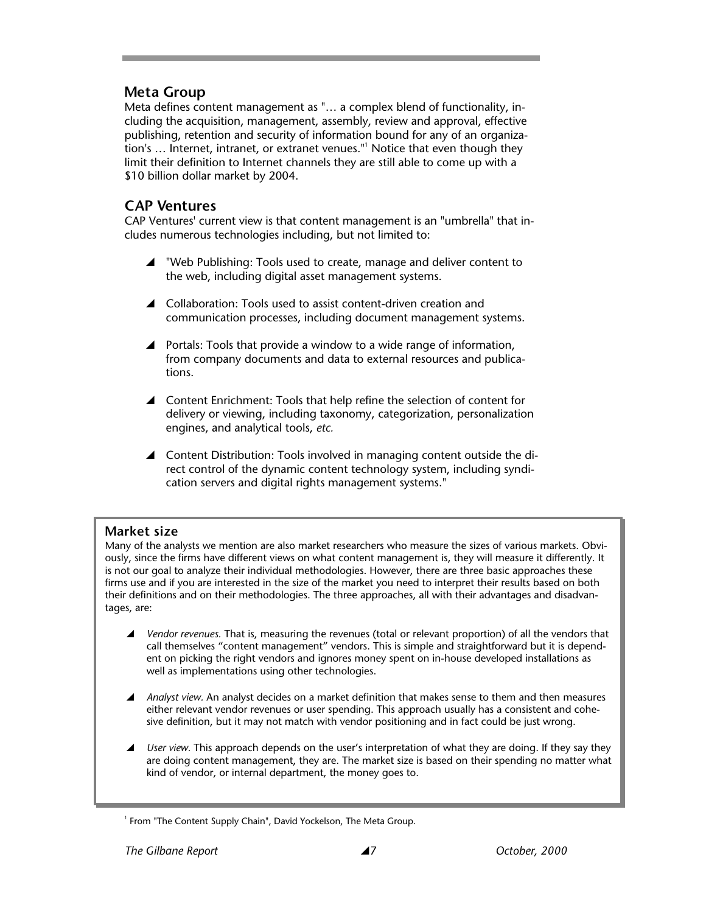## Meta Group

Meta defines content management as "… a complex blend of functionality, including the acquisition, management, assembly, review and approval, effective publishing, retention and security of information bound for any of an organization's … Internet, intranet, or extranet venues."[1] Notice that even though they limit their definition to Internet channels they are still able to come up with a $10 billion dollar market by 2004.

## CAP Ventures

CAP Ventures' current view is that content management is an "umbrella" that includes numerous technologies including, but not limited to:

- "Web Publishing: Tools used to create, manage and deliver content to the web, including digital asset management systems.
- Collaboration: Tools used to assist content-driven creation and communication processes, including document management systems.
- Portals: Tools that provide a window to a wide range of information, from company documents and data to external resources and publications.
- Content Enrichment: Tools that help refine the selection of content for delivery or viewing, including taxonomy, categorization, personalization engines, and analytical tools, *etc.*
- Content Distribution: Tools involved in managing content outside the direct control of the dynamic content technology system, including syndication servers and digital rights management systems."

### Market size

Many of the analysts we mention are also market researchers who measure the sizes of various markets. Obviously, since the firms have different views on what content management is, they will measure it differently. It is not our goal to analyze their individual methodologies. However, there are three basic approaches these firms use and if you are interested in the size of the market you need to interpret their results based on both their definitions and on their methodologies. The three approaches, all with their advantages and disadvantages, are:

- *Vendor revenues.* That is, measuring the revenues (total or relevant proportion) of all the vendors that call themselves "content management" vendors. This is simple and straightforward but it is dependent on picking the right vendors and ignores money spent on in-house developed installations as well as implementations using other technologies.
- *Analyst view.* An analyst decides on a market definition that makes sense to them and then measures either relevant vendor revenues or user spending. This approach usually has a consistent and cohesive definition, but it may not match with vendor positioning and in fact could be just wrong.
- *User view.* This approach depends on the user's interpretation of what they are doing. If they say they are doing content management, they are. The market size is based on their spending no matter what kind of vendor, or internal department, the money goes to.

[1] From "The Content Supply Chain", David Yockelson, The Meta Group.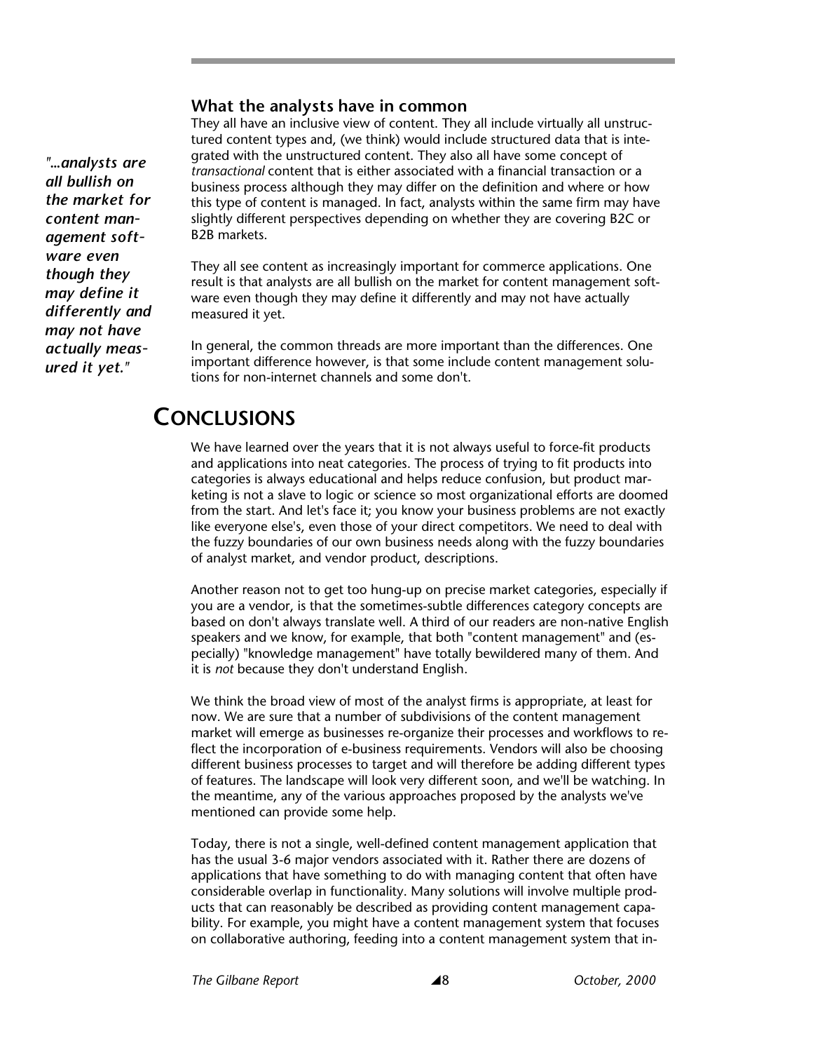### What the analysts have in common

They all have an inclusive view of content. They all include virtually all unstructured content types and, (we think) would include structured data that is integrated with the unstructured content. They also all have some concept of *transactional* content that is either associated with a financial transaction or a business process although they may differ on the definition and where or how this type of content is managed. In fact, analysts within the same firm may have slightly different perspectives depending on whether they are covering B2C or B2B markets.

*"...analysts are all bullish on the market for content management software even though they may define it differently and may not have actually measured it yet."*

They all see content as increasingly important for commerce applications. One result is that analysts are all bullish on the market for content management software even though they may define it differently and may not have actually measured it yet.

In general, the common threads are more important than the differences. One important difference however, is that some include content management solutions for non-internet channels and some don't.

## CONCLUSIONS

We have learned over the years that it is not always useful to force-fit products and applications into neat categories. The process of trying to fit products into categories is always educational and helps reduce confusion, but product marketing is not a slave to logic or science so most organizational efforts are doomed from the start. And let's face it; you know your business problems are not exactly like everyone else's, even those of your direct competitors. We need to deal with the fuzzy boundaries of our own business needs along with the fuzzy boundaries of analyst market, and vendor product, descriptions.

Another reason not to get too hung-up on precise market categories, especially if you are a vendor, is that the sometimes-subtle differences category concepts are based on don't always translate well. A third of our readers are non-native English speakers and we know, for example, that both "content management" and (especially) "knowledge management" have totally bewildered many of them. And it is *not* because they don't understand English.

We think the broad view of most of the analyst firms is appropriate, at least for now. We are sure that a number of subdivisions of the content management market will emerge as businesses re-organize their processes and workflows to reflect the incorporation of e-business requirements. Vendors will also be choosing different business processes to target and will therefore be adding different types of features. The landscape will look very different soon, and we'll be watching. In the meantime, any of the various approaches proposed by the analysts we've mentioned can provide some help.

Today, there is not a single, well-defined content management application that has the usual 3-6 major vendors associated with it. Rather there are dozens of applications that have something to do with managing content that often have considerable overlap in functionality. Many solutions will involve multiple products that can reasonably be described as providing content management capability. For example, you might have a content management system that focuses on collaborative authoring, feeding into a content management system that in-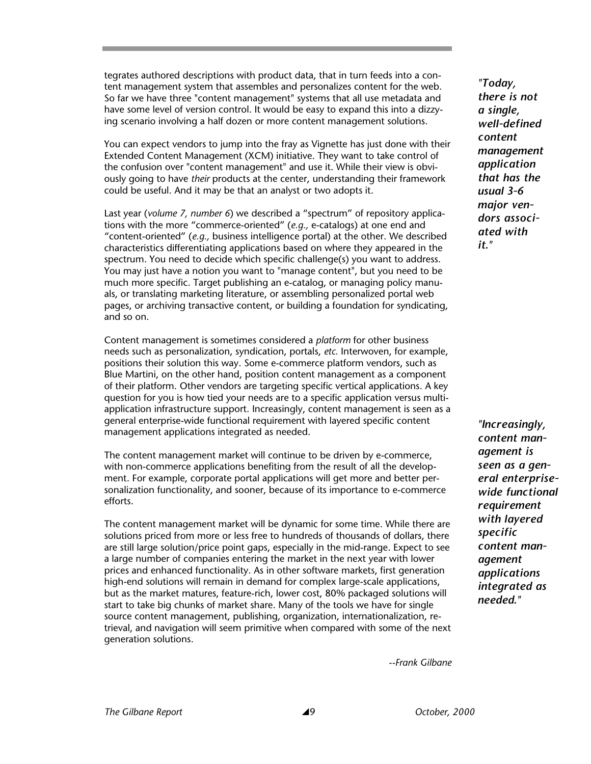tegrates authored descriptions with product data, that in turn feeds into a content management system that assembles and personalizes content for the web. So far we have three "content management" systems that all use metadata and have some level of version control. It would be easy to expand this into a dizzying scenario involving a half dozen or more content management solutions.

*"Today, there is not a single, well-defined content management application that has the usual 3-6 major vendors associated with it."*

You can expect vendors to jump into the fray as Vignette has just done with their Extended Content Management (XCM) initiative. They want to take control of the confusion over "content management" and use it. While their view is obviously going to have *their* products at the center, understanding their framework could be useful. And it may be that an analyst or two adopts it.

Last year (*volume 7, number 6*) we described a "spectrum" of repository applications with the more "commerce-oriented" (*e.g.,* e-catalogs) at one end and "content-oriented" (*e.g.,* business intelligence portal) at the other. We described characteristics differentiating applications based on where they appeared in the spectrum. You need to decide which specific challenge(s) you want to address. You may just have a notion you want to "manage content", but you need to be much more specific. Target publishing an e-catalog, or managing policy manuals, or translating marketing literature, or assembling personalized portal web pages, or archiving transactive content, or building a foundation for syndicating, and so on.

Content management is sometimes considered a *platform* for other business needs such as personalization, syndication, portals, *etc.* Interwoven, for example, positions their solution this way. Some e-commerce platform vendors, such as Blue Martini, on the other hand, position content management as a component of their platform. Other vendors are targeting specific vertical applications. A key question for you is how tied your needs are to a specific application versus multi-application infrastructure support. Increasingly, content management is seen as a general enterprise-wide functional requirement with layered specific content management applications integrated as needed.

*"Increasingly, content management is seen as a general enterprise-wide functional requirement with layered specific content management applications integrated as needed."*

The content management market will continue to be driven by e-commerce, with non-commerce applications benefiting from the result of all the development. For example, corporate portal applications will get more and better personalization functionality, and sooner, because of its importance to e-commerce efforts.

The content management market will be dynamic for some time. While there are solutions priced from more or less free to hundreds of thousands of dollars, there are still large solution/price point gaps, especially in the mid-range. Expect to see a large number of companies entering the market in the next year with lower prices and enhanced functionality. As in other software markets, first generation high-end solutions will remain in demand for complex large-scale applications, but as the market matures, feature-rich, lower cost, 80% packaged solutions will start to take big chunks of market share. Many of the tools we have for single source content management, publishing, organization, internationalization, retrieval, and navigation will seem primitive when compared with some of the next generation solutions.

*--Frank Gilbane*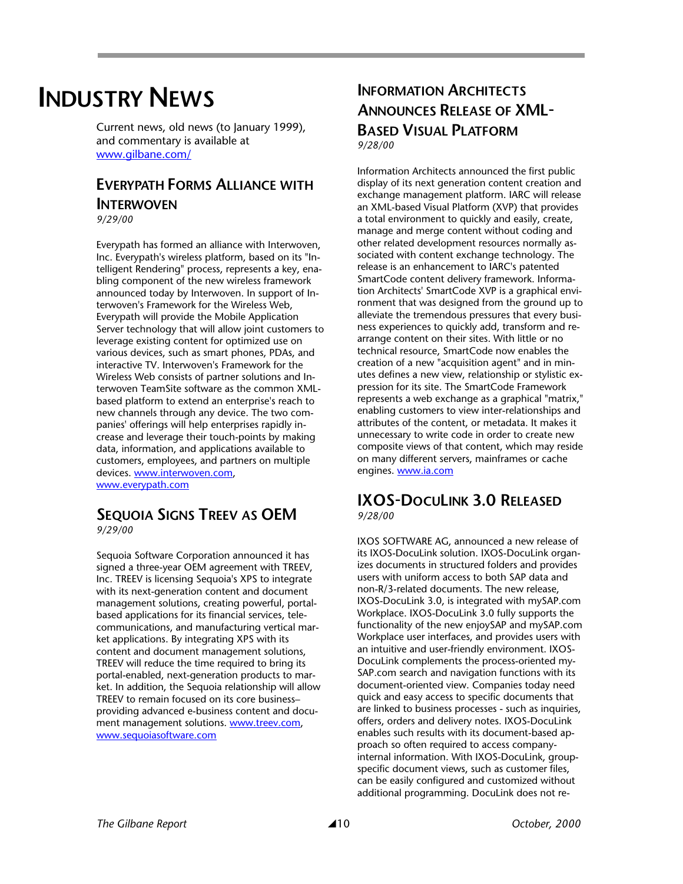# Industry News

Current news, old news (to January 1999), and commentary is available at www.gilbane.com/

## Everypath Forms Alliance with Interwoven

*9/29/00*

Everypath has formed an alliance with Interwoven, Inc. Everypath's wireless platform, based on its "Intelligent Rendering" process, represents a key, enabling component of the new wireless framework announced today by Interwoven. In support of Interwoven's Framework for the Wireless Web, Everypath will provide the Mobile Application Server technology that will allow joint customers to leverage existing content for optimized use on various devices, such as smart phones, PDAs, and interactive TV. Interwoven's Framework for the Wireless Web consists of partner solutions and Interwoven TeamSite software as the common XML-based platform to extend an enterprise's reach to new channels through any device. The two companies' offerings will help enterprises rapidly increase and leverage their touch-points by making data, information, and applications available to customers, employees, and partners on multiple devices. www.interwoven.com, www.everypath.com

## Sequoia Signs TREEV as OEM

*9/29/00*

Sequoia Software Corporation announced it has signed a three-year OEM agreement with TREEV, Inc. TREEV is licensing Sequoia's XPS to integrate with its next-generation content and document management solutions, creating powerful, portal-based applications for its financial services, telecommunications, and manufacturing vertical market applications. By integrating XPS with its content and document management solutions, TREEV will reduce the time required to bring its portal-enabled, next-generation products to market. In addition, the Sequoia relationship will allow TREEV to remain focused on its core business–providing advanced e-business content and document management solutions. www.treev.com, www.sequoiasoftware.com

## Information Architects Announces Release of XML-Based Visual Platform

*9/28/00*

Information Architects announced the first public display of its next generation content creation and exchange management platform. IARC will release an XML-based Visual Platform (XVP) that provides a total environment to quickly and easily, create, manage and merge content without coding and other related development resources normally associated with content exchange technology. The release is an enhancement to IARC's patented SmartCode content delivery framework. Information Architects' SmartCode XVP is a graphical environment that was designed from the ground up to alleviate the tremendous pressures that every business experiences to quickly add, transform and rearrange content on their sites. With little or no technical resource, SmartCode now enables the creation of a new "acquisition agent" and in minutes defines a new view, relationship or stylistic expression for its site. The SmartCode Framework represents a web exchange as a graphical "matrix," enabling customers to view inter-relationships and attributes of the content, or metadata. It makes it unnecessary to write code in order to create new composite views of that content, which may reside on many different servers, mainframes or cache engines. www.ia.com

## IXOS-DocuLink 3.0 Released

*9/28/00*

IXOS SOFTWARE AG, announced a new release of its IXOS-DocuLink solution. IXOS-DocuLink organizes documents in structured folders and provides users with uniform access to both SAP data and non-R/3-related documents. The new release, IXOS-DocuLink 3.0, is integrated with mySAP.com Workplace. IXOS-DocuLink 3.0 fully supports the functionality of the new enjoySAP and mySAP.com Workplace user interfaces, and provides users with an intuitive and user-friendly environment. IXOS-DocuLink complements the process-oriented mySAP.com search and navigation functions with its document-oriented view. Companies today need quick and easy access to specific documents that are linked to business processes - such as inquiries, offers, orders and delivery notes. IXOS-DocuLink enables such results with its document-based approach so often required to access company-internal information. With IXOS-DocuLink, group-specific document views, such as customer files, can be easily configured and customized without additional programming. DocuLink does not re-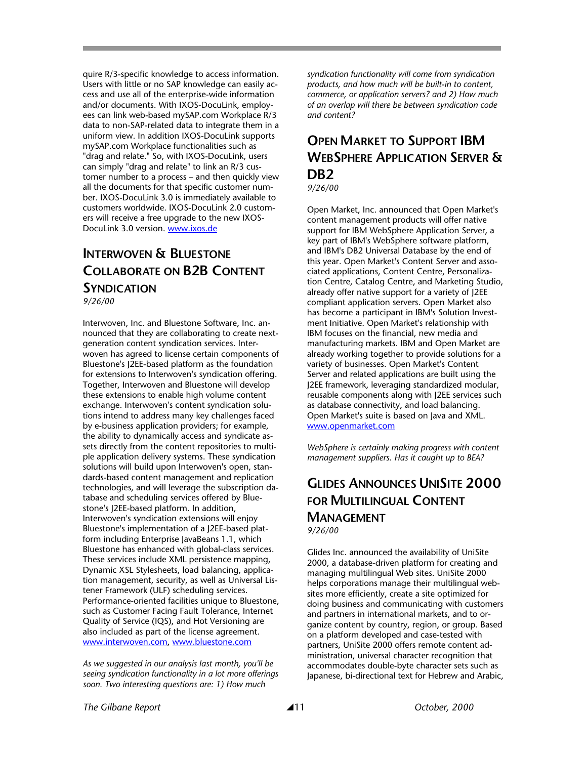quire R/3-specific knowledge to access information. Users with little or no SAP knowledge can easily access and use all of the enterprise-wide information and/or documents. With IXOS-DocuLink, employees can link web-based mySAP.com Workplace R/3 data to non-SAP-related data to integrate them in a uniform view. In addition IXOS-DocuLink supports mySAP.com Workplace functionalities such as "drag and relate." So, with IXOS-DocuLink, users can simply "drag and relate" to link an R/3 customer number to a process – and then quickly view all the documents for that specific customer number. IXOS-DocuLink 3.0 is immediately available to customers worldwide. IXOS-DocuLink 2.0 customers will receive a free upgrade to the new IXOS-DocuLink 3.0 version. www.ixos.de

## Interwoven & Bluestone Collaborate on B2B Content Syndication

*9/26/00*

Interwoven, Inc. and Bluestone Software, Inc. announced that they are collaborating to create next-generation content syndication services. Interwoven has agreed to license certain components of Bluestone's J2EE-based platform as the foundation for extensions to Interwoven's syndication offering. Together, Interwoven and Bluestone will develop these extensions to enable high volume content exchange. Interwoven's content syndication solutions intend to address many key challenges faced by e-business application providers; for example, the ability to dynamically access and syndicate assets directly from the content repositories to multiple application delivery systems. These syndication solutions will build upon Interwoven's open, standards-based content management and replication technologies, and will leverage the subscription database and scheduling services offered by Bluestone's J2EE-based platform. In addition, Interwoven's syndication extensions will enjoy Bluestone's implementation of a J2EE-based platform including Enterprise JavaBeans 1.1, which Bluestone has enhanced with global-class services. These services include XML persistence mapping, Dynamic XSL Stylesheets, load balancing, application management, security, as well as Universal Listener Framework (ULF) scheduling services. Performance-oriented facilities unique to Bluestone, such as Customer Facing Fault Tolerance, Internet Quality of Service (IQS), and Hot Versioning are also included as part of the license agreement. www.interwoven.com, www.bluestone.com

*As we suggested in our analysis last month, you'll be seeing syndication functionality in a lot more offerings soon. Two interesting questions are: 1) How much syndication functionality will come from syndication products, and how much will be built-in to content, commerce, or application servers? and 2) How much of an overlap will there be between syndication code and content?*

## Open Market to Support IBM WebSphere Application Server & DB2

*9/26/00*

Open Market, Inc. announced that Open Market's content management products will offer native support for IBM WebSphere Application Server, a key part of IBM's WebSphere software platform, and IBM's DB2 Universal Database by the end of this year. Open Market's Content Server and associated applications, Content Centre, Personalization Centre, Catalog Centre, and Marketing Studio, already offer native support for a variety of J2EE compliant application servers. Open Market also has become a participant in IBM's Solution Investment Initiative. Open Market's relationship with IBM focuses on the financial, new media and manufacturing markets. IBM and Open Market are already working together to provide solutions for a variety of businesses. Open Market's Content Server and related applications are built using the J2EE framework, leveraging standardized modular, reusable components along with J2EE services such as database connectivity, and load balancing. Open Market's suite is based on Java and XML. www.openmarket.com

*WebSphere is certainly making progress with content management suppliers. Has it caught up to BEA?*

## Glides Announces UniSite 2000 for Multilingual Content Management

*9/26/00*

Glides Inc. announced the availability of UniSite 2000, a database-driven platform for creating and managing multilingual Web sites. UniSite 2000 helps corporations manage their multilingual websites more efficiently, create a site optimized for doing business and communicating with customers and partners in international markets, and to organize content by country, region, or group. Based on a platform developed and case-tested with partners, UniSite 2000 offers remote content administration, universal character recognition that accommodates double-byte character sets such as Japanese, bi-directional text for Hebrew and Arabic,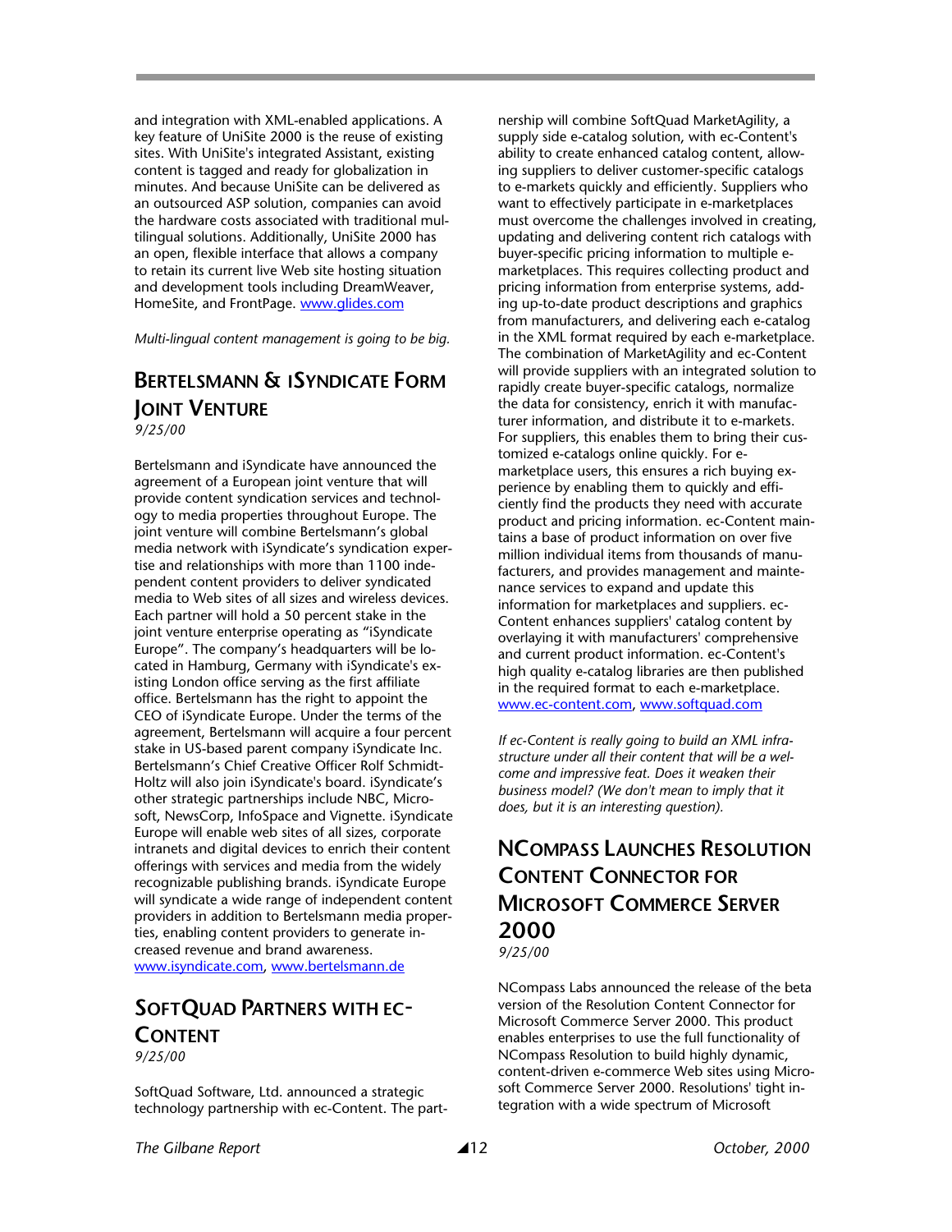and integration with XML-enabled applications. A key feature of UniSite 2000 is the reuse of existing sites. With UniSite's integrated Assistant, existing content is tagged and ready for globalization in minutes. And because UniSite can be delivered as an outsourced ASP solution, companies can avoid the hardware costs associated with traditional multilingual solutions. Additionally, UniSite 2000 has an open, flexible interface that allows a company to retain its current live Web site hosting situation and development tools including DreamWeaver, HomeSite, and FrontPage. www.glides.com

*Multi-lingual content management is going to be big.*

## Bertelsmann & iSyndicate Form Joint Venture

*9/25/00*

Bertelsmann and iSyndicate have announced the agreement of a European joint venture that will provide content syndication services and technology to media properties throughout Europe. The joint venture will combine Bertelsmann's global media network with iSyndicate's syndication expertise and relationships with more than 1100 independent content providers to deliver syndicated media to Web sites of all sizes and wireless devices. Each partner will hold a 50 percent stake in the joint venture enterprise operating as "iSyndicate Europe". The company's headquarters will be located in Hamburg, Germany with iSyndicate's existing London office serving as the first affiliate office. Bertelsmann has the right to appoint the CEO of iSyndicate Europe. Under the terms of the agreement, Bertelsmann will acquire a four percent stake in US-based parent company iSyndicate Inc. Bertelsmann's Chief Creative Officer Rolf Schmidt-Holtz will also join iSyndicate's board. iSyndicate's other strategic partnerships include NBC, Microsoft, NewsCorp, InfoSpace and Vignette. iSyndicate Europe will enable web sites of all sizes, corporate intranets and digital devices to enrich their content offerings with services and media from the widely recognizable publishing brands. iSyndicate Europe will syndicate a wide range of independent content providers in addition to Bertelsmann media properties, enabling content providers to generate increased revenue and brand awareness. www.isyndicate.com, www.bertelsmann.de

## SoftQuad Partners with ec-Content

*9/25/00*

SoftQuad Software, Ltd. announced a strategic technology partnership with ec-Content. The partnership will combine SoftQuad MarketAgility, a supply side e-catalog solution, with ec-Content's ability to create enhanced catalog content, allowing suppliers to deliver customer-specific catalogs to e-markets quickly and efficiently. Suppliers who want to effectively participate in e-marketplaces must overcome the challenges involved in creating, updating and delivering content rich catalogs with buyer-specific pricing information to multiple e-marketplaces. This requires collecting product and pricing information from enterprise systems, adding up-to-date product descriptions and graphics from manufacturers, and delivering each e-catalog in the XML format required by each e-marketplace. The combination of MarketAgility and ec-Content will provide suppliers with an integrated solution to rapidly create buyer-specific catalogs, normalize the data for consistency, enrich it with manufacturer information, and distribute it to e-markets. For suppliers, this enables them to bring their customized e-catalogs online quickly. For e-marketplace users, this ensures a rich buying experience by enabling them to quickly and efficiently find the products they need with accurate product and pricing information. ec-Content maintains a base of product information on over five million individual items from thousands of manufacturers, and provides management and maintenance services to expand and update this information for marketplaces and suppliers. ec-Content enhances suppliers' catalog content by overlaying it with manufacturers' comprehensive and current product information. ec-Content's high quality e-catalog libraries are then published in the required format to each e-marketplace. www.ec-content.com, www.softquad.com

*If ec-Content is really going to build an XML infrastructure under all their content that will be a welcome and impressive feat. Does it weaken their business model? (We don't mean to imply that it does, but it is an interesting question).*

## NCompass Launches Resolution Content Connector for Microsoft Commerce Server 2000

*9/25/00*

NCompass Labs announced the release of the beta version of the Resolution Content Connector for Microsoft Commerce Server 2000. This product enables enterprises to use the full functionality of NCompass Resolution to build highly dynamic, content-driven e-commerce Web sites using Microsoft Commerce Server 2000. Resolutions' tight integration with a wide spectrum of Microsoft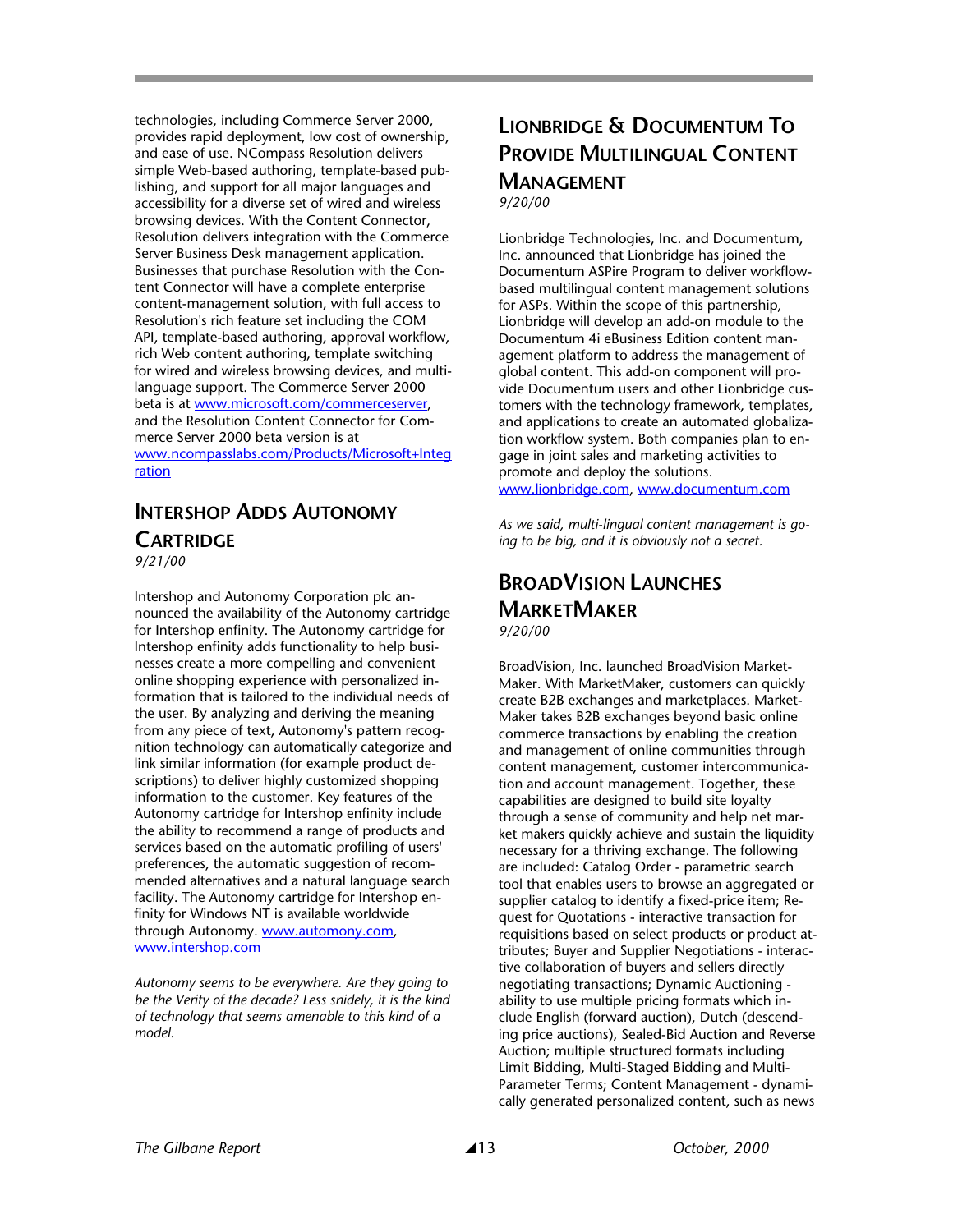technologies, including Commerce Server 2000, provides rapid deployment, low cost of ownership, and ease of use. NCompass Resolution delivers simple Web-based authoring, template-based publishing, and support for all major languages and accessibility for a diverse set of wired and wireless browsing devices. With the Content Connector, Resolution delivers integration with the Commerce Server Business Desk management application. Businesses that purchase Resolution with the Content Connector will have a complete enterprise content-management solution, with full access to Resolution's rich feature set including the COM API, template-based authoring, approval workflow, rich Web content authoring, template switching for wired and wireless browsing devices, and multi-language support. The Commerce Server 2000 beta is at www.microsoft.com/commerceserver, and the Resolution Content Connector for Commerce Server 2000 beta version is at www.ncompasslabs.com/Products/Microsoft+Integration

## Intershop Adds Autonomy Cartridge

*9/21/00*

Intershop and Autonomy Corporation plc announced the availability of the Autonomy cartridge for Intershop enfinity. The Autonomy cartridge for Intershop enfinity adds functionality to help businesses create a more compelling and convenient online shopping experience with personalized information that is tailored to the individual needs of the user. By analyzing and deriving the meaning from any piece of text, Autonomy's pattern recognition technology can automatically categorize and link similar information (for example product descriptions) to deliver highly customized shopping information to the customer. Key features of the Autonomy cartridge for Intershop enfinity include the ability to recommend a range of products and services based on the automatic profiling of users' preferences, the automatic suggestion of recommended alternatives and a natural language search facility. The Autonomy cartridge for Intershop enfinity for Windows NT is available worldwide through Autonomy. www.automony.com, www.intershop.com

*Autonomy seems to be everywhere. Are they going to be the Verity of the decade? Less snidely, it is the kind of technology that seems amenable to this kind of a model.*

## Lionbridge & Documentum To Provide Multilingual Content Management

*9/20/00*

Lionbridge Technologies, Inc. and Documentum, Inc. announced that Lionbridge has joined the Documentum ASPire Program to deliver workflow-based multilingual content management solutions for ASPs. Within the scope of this partnership, Lionbridge will develop an add-on module to the Documentum 4i eBusiness Edition content management platform to address the management of global content. This add-on component will provide Documentum users and other Lionbridge customers with the technology framework, templates, and applications to create an automated globalization workflow system. Both companies plan to engage in joint sales and marketing activities to promote and deploy the solutions. www.lionbridge.com, www.documentum.com

*As we said, multi-lingual content management is going to be big, and it is obviously not a secret.*

## BroadVision Launches MarketMaker

*9/20/00*

BroadVision, Inc. launched BroadVision MarketMaker. With MarketMaker, customers can quickly create B2B exchanges and marketplaces. MarketMaker takes B2B exchanges beyond basic online commerce transactions by enabling the creation and management of online communities through content management, customer intercommunication and account management. Together, these capabilities are designed to build site loyalty through a sense of community and help net market makers quickly achieve and sustain the liquidity necessary for a thriving exchange. The following are included: Catalog Order - parametric search tool that enables users to browse an aggregated or supplier catalog to identify a fixed-price item; Request for Quotations - interactive transaction for requisitions based on select products or product attributes; Buyer and Supplier Negotiations - interactive collaboration of buyers and sellers directly negotiating transactions; Dynamic Auctioning - ability to use multiple pricing formats which include English (forward auction), Dutch (descending price auctions), Sealed-Bid Auction and Reverse Auction; multiple structured formats including Limit Bidding, Multi-Staged Bidding and Multi-Parameter Terms; Content Management - dynamically generated personalized content, such as news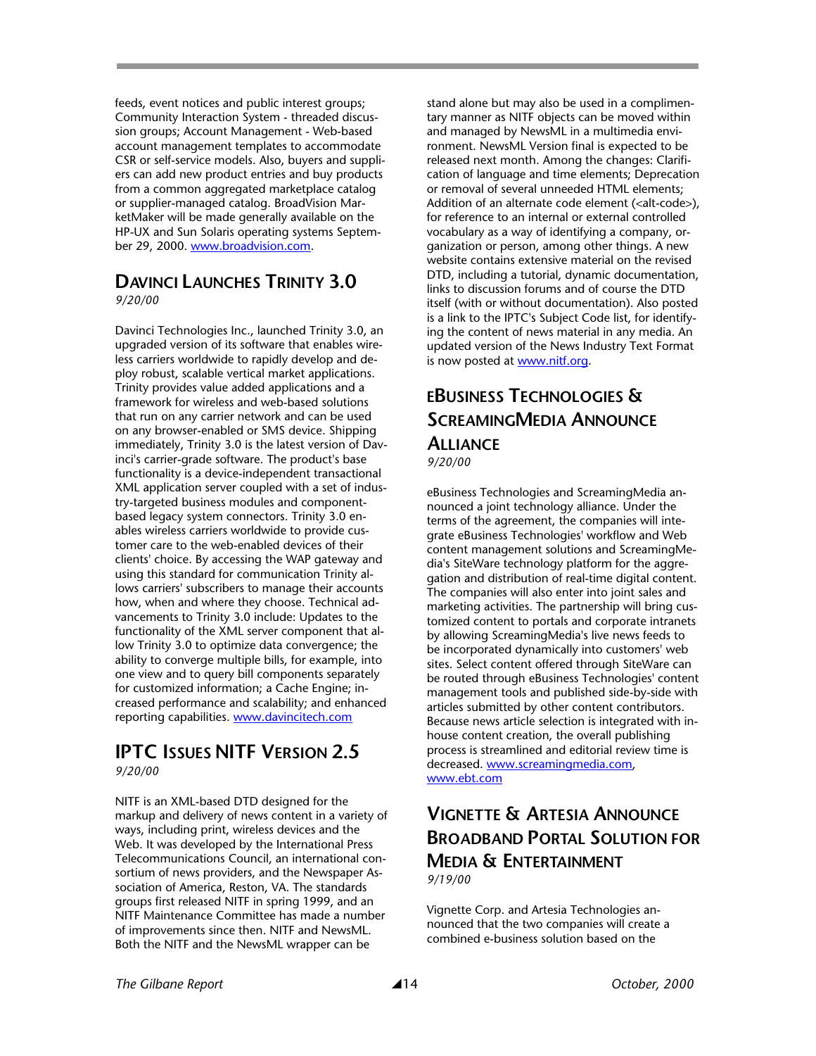feeds, event notices and public interest groups; Community Interaction System - threaded discussion groups; Account Management - Web-based account management templates to accommodate CSR or self-service models. Also, buyers and suppliers can add new product entries and buy products from a common aggregated marketplace catalog or supplier-managed catalog. BroadVision MarketMaker will be made generally available on the HP-UX and Sun Solaris operating systems September 29, 2000. www.broadvision.com.

## Davinci Launches Trinity 3.0

*9/20/00*

Davinci Technologies Inc., launched Trinity 3.0, an upgraded version of its software that enables wireless carriers worldwide to rapidly develop and deploy robust, scalable vertical market applications. Trinity provides value added applications and a framework for wireless and web-based solutions that run on any carrier network and can be used on any browser-enabled or SMS device. Shipping immediately, Trinity 3.0 is the latest version of Davinci's carrier-grade software. The product's base functionality is a device-independent transactional XML application server coupled with a set of industry-targeted business modules and component-based legacy system connectors. Trinity 3.0 enables wireless carriers worldwide to provide customer care to the web-enabled devices of their clients' choice. By accessing the WAP gateway and using this standard for communication Trinity allows carriers' subscribers to manage their accounts how, when and where they choose. Technical advancements to Trinity 3.0 include: Updates to the functionality of the XML server component that allow Trinity 3.0 to optimize data convergence; the ability to converge multiple bills, for example, into one view and to query bill components separately for customized information; a Cache Engine; increased performance and scalability; and enhanced reporting capabilities. www.davincitech.com

## IPTC Issues NITF Version 2.5

*9/20/00*

NITF is an XML-based DTD designed for the markup and delivery of news content in a variety of ways, including print, wireless devices and the Web. It was developed by the International Press Telecommunications Council, an international consortium of news providers, and the Newspaper Association of America, Reston, VA. The standards groups first released NITF in spring 1999, and an NITF Maintenance Committee has made a number of improvements since then. NITF and NewsML. Both the NITF and the NewsML wrapper can be stand alone but may also be used in a complimentary manner as NITF objects can be moved within and managed by NewsML in a multimedia environment. NewsML Version final is expected to be released next month. Among the changes: Clarification of language and time elements; Deprecation or removal of several unneeded HTML elements; Addition of an alternate code element (<alt-code>), for reference to an internal or external controlled vocabulary as a way of identifying a company, organization or person, among other things. A new website contains extensive material on the revised DTD, including a tutorial, dynamic documentation, links to discussion forums and of course the DTD itself (with or without documentation). Also posted is a link to the IPTC's Subject Code list, for identifying the content of news material in any media. An updated version of the News Industry Text Format is now posted at www.nitf.org.

## eBusiness Technologies & ScreamingMedia Announce Alliance

*9/20/00*

eBusiness Technologies and ScreamingMedia announced a joint technology alliance. Under the terms of the agreement, the companies will integrate eBusiness Technologies' workflow and Web content management solutions and ScreamingMedia's SiteWare technology platform for the aggregation and distribution of real-time digital content. The companies will also enter into joint sales and marketing activities. The partnership will bring customized content to portals and corporate intranets by allowing ScreamingMedia's live news feeds to be incorporated dynamically into customers' web sites. Select content offered through SiteWare can be routed through eBusiness Technologies' content management tools and published side-by-side with articles submitted by other content contributors. Because news article selection is integrated with in-house content creation, the overall publishing process is streamlined and editorial review time is decreased. www.screamingmedia.com, www.ebt.com

## Vignette & Artesia Announce Broadband Portal Solution for Media & Entertainment

*9/19/00*

Vignette Corp. and Artesia Technologies announced that the two companies will create a combined e-business solution based on the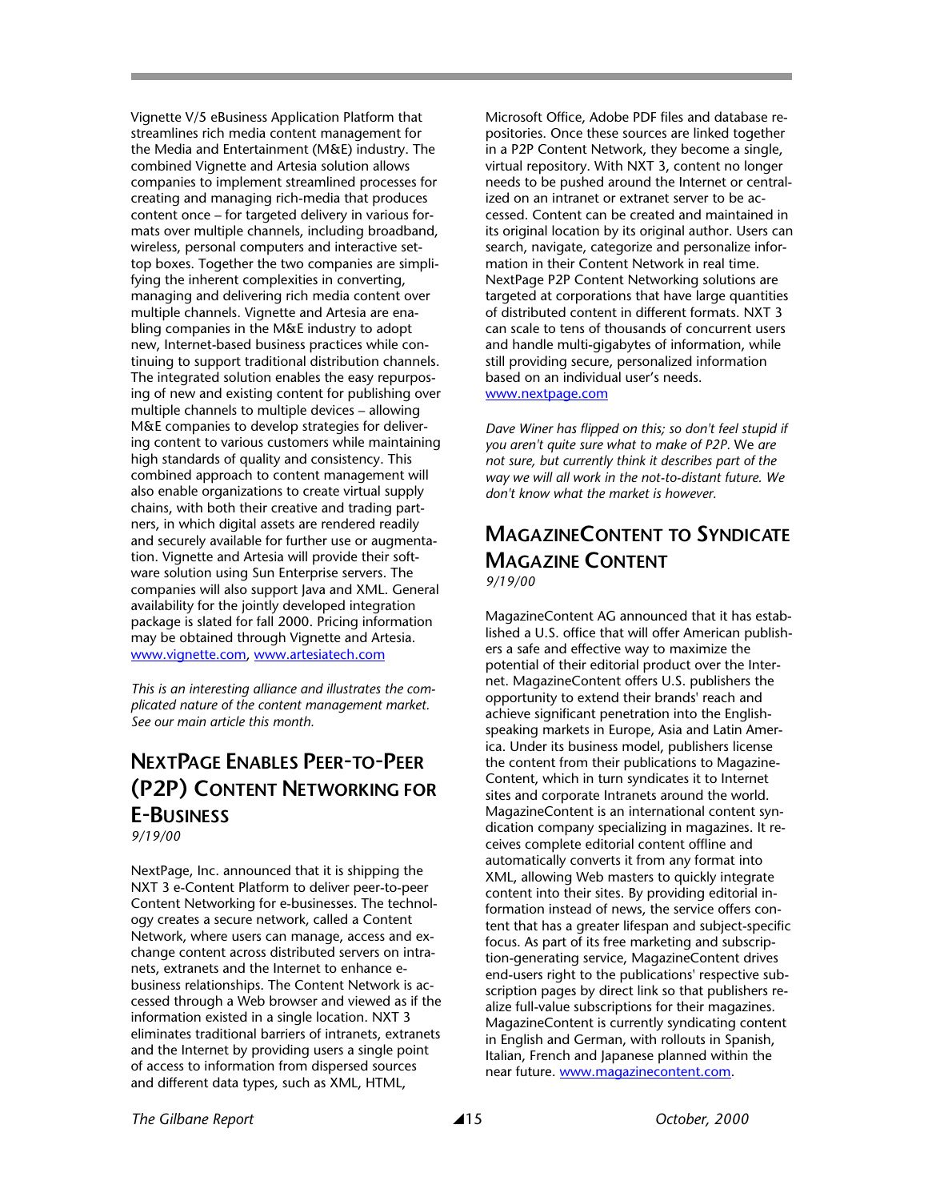Vignette V/5 eBusiness Application Platform that streamlines rich media content management for the Media and Entertainment (M&E) industry. The combined Vignette and Artesia solution allows companies to implement streamlined processes for creating and managing rich-media that produces content once – for targeted delivery in various formats over multiple channels, including broadband, wireless, personal computers and interactive set-top boxes. Together the two companies are simplifying the inherent complexities in converting, managing and delivering rich media content over multiple channels. Vignette and Artesia are enabling companies in the M&E industry to adopt new, Internet-based business practices while continuing to support traditional distribution channels. The integrated solution enables the easy repurposing of new and existing content for publishing over multiple channels to multiple devices – allowing M&E companies to develop strategies for delivering content to various customers while maintaining high standards of quality and consistency. This combined approach to content management will also enable organizations to create virtual supply chains, with both their creative and trading partners, in which digital assets are rendered readily and securely available for further use or augmentation. Vignette and Artesia will provide their software solution using Sun Enterprise servers. The companies will also support Java and XML. General availability for the jointly developed integration package is slated for fall 2000. Pricing information may be obtained through Vignette and Artesia. www.vignette.com, www.artesiatech.com

*This is an interesting alliance and illustrates the complicated nature of the content management market. See our main article this month.*

## NextPage Enables Peer-to-Peer (P2P) Content Networking for E-Business

*9/19/00*

NextPage, Inc. announced that it is shipping the NXT 3 e-Content Platform to deliver peer-to-peer Content Networking for e-businesses. The technology creates a secure network, called a Content Network, where users can manage, access and exchange content across distributed servers on intranets, extranets and the Internet to enhance e-business relationships. The Content Network is accessed through a Web browser and viewed as if the information existed in a single location. NXT 3 eliminates traditional barriers of intranets, extranets and the Internet by providing users a single point of access to information from dispersed sources and different data types, such as XML, HTML, Microsoft Office, Adobe PDF files and database repositories. Once these sources are linked together in a P2P Content Network, they become a single, virtual repository. With NXT 3, content no longer needs to be pushed around the Internet or centralized on an intranet or extranet server to be accessed. Content can be created and maintained in its original location by its original author. Users can search, navigate, categorize and personalize information in their Content Network in real time. NextPage P2P Content Networking solutions are targeted at corporations that have large quantities of distributed content in different formats. NXT 3 can scale to tens of thousands of concurrent users and handle multi-gigabytes of information, while still providing secure, personalized information based on an individual user's needs. www.nextpage.com

*Dave Winer has flipped on this; so don't feel stupid if you aren't quite sure what to make of P2P. We are not sure, but currently think it describes part of the way we will all work in the not-to-distant future. We don't know what the market is however.*

## MagazineContent to Syndicate Magazine Content

*9/19/00*

MagazineContent AG announced that it has established a U.S. office that will offer American publishers a safe and effective way to maximize the potential of their editorial product over the Internet. MagazineContent offers U.S. publishers the opportunity to extend their brands' reach and achieve significant penetration into the English-speaking markets in Europe, Asia and Latin America. Under its business model, publishers license the content from their publications to MagazineContent, which in turn syndicates it to Internet sites and corporate Intranets around the world. MagazineContent is an international content syndication company specializing in magazines. It receives complete editorial content offline and automatically converts it from any format into XML, allowing Web masters to quickly integrate content into their sites. By providing editorial information instead of news, the service offers content that has a greater lifespan and subject-specific focus. As part of its free marketing and subscription-generating service, MagazineContent drives end-users right to the publications' respective subscription pages by direct link so that publishers realize full-value subscriptions for their magazines. MagazineContent is currently syndicating content in English and German, with rollouts in Spanish, Italian, French and Japanese planned within the near future. www.magazinecontent.com.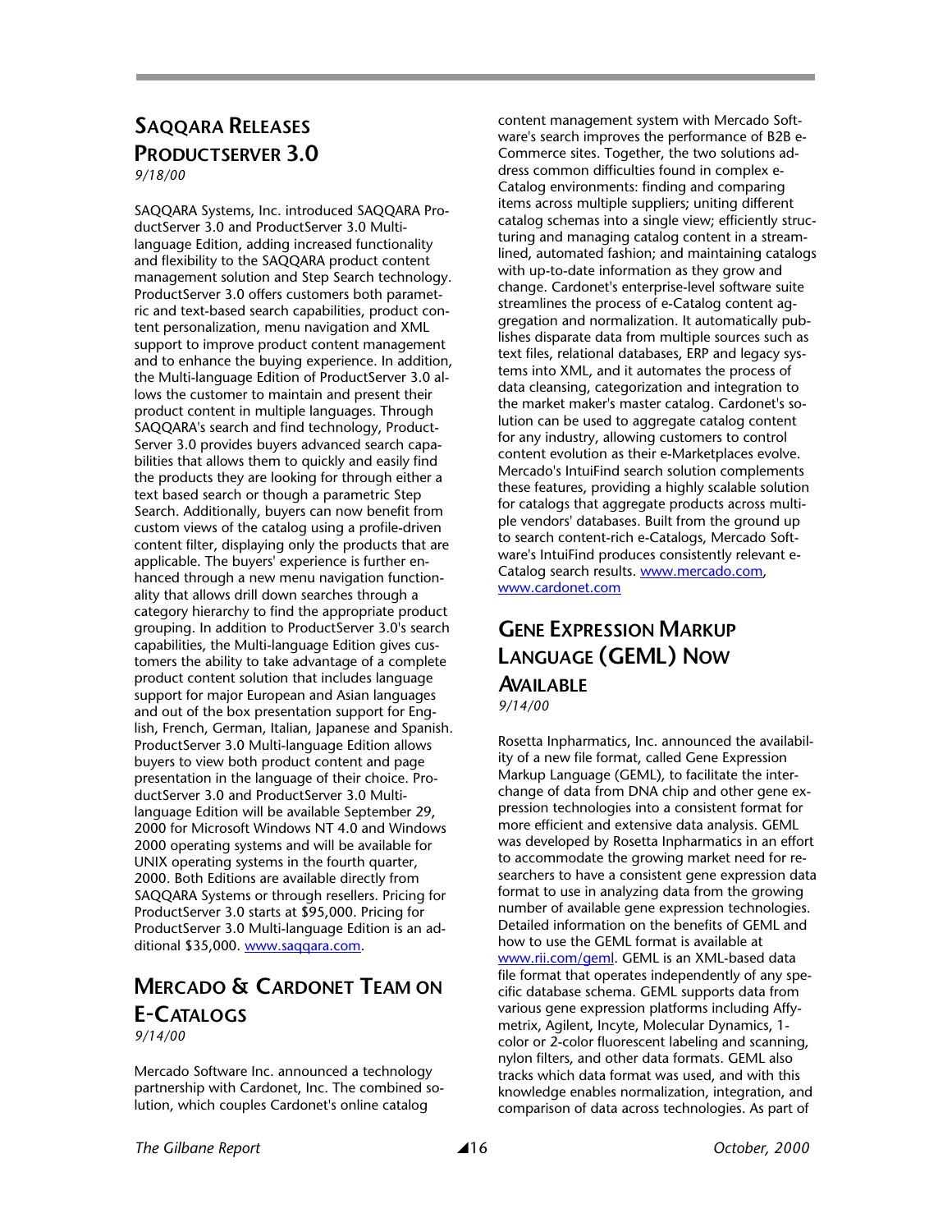## SAQQARA RELEASES PRODUCTSERVER 3.0

*9/18/00*

SAQQARA Systems, Inc. introduced SAQQARA ProductServer 3.0 and ProductServer 3.0 Multi-language Edition, adding increased functionality and flexibility to the SAQQARA product content management solution and Step Search technology. ProductServer 3.0 offers customers both parametric and text-based search capabilities, product content personalization, menu navigation and XML support to improve product content management and to enhance the buying experience. In addition, the Multi-language Edition of ProductServer 3.0 allows the customer to maintain and present their product content in multiple languages. Through SAQQARA's search and find technology, ProductServer 3.0 provides buyers advanced search capabilities that allows them to quickly and easily find the products they are looking for through either a text based search or though a parametric Step Search. Additionally, buyers can now benefit from custom views of the catalog using a profile-driven content filter, displaying only the products that are applicable. The buyers' experience is further enhanced through a new menu navigation functionality that allows drill down searches through a category hierarchy to find the appropriate product grouping. In addition to ProductServer 3.0's search capabilities, the Multi-language Edition gives customers the ability to take advantage of a complete product content solution that includes language support for major European and Asian languages and out of the box presentation support for English, French, German, Italian, Japanese and Spanish. ProductServer 3.0 Multi-language Edition allows buyers to view both product content and page presentation in the language of their choice. ProductServer 3.0 and ProductServer 3.0 Multi-language Edition will be available September 29, 2000 for Microsoft Windows NT 4.0 and Windows 2000 operating systems and will be available for UNIX operating systems in the fourth quarter, 2000. Both Editions are available directly from SAQQARA Systems or through resellers. Pricing for ProductServer 3.0 starts at $95,000. Pricing for ProductServer 3.0 Multi-language Edition is an additional $35,000. www.saqqara.com.

## MERCADO & CARDONET TEAM ON E-CATALOGS

*9/14/00*

Mercado Software Inc. announced a technology partnership with Cardonet, Inc. The combined solution, which couples Cardonet's online catalog content management system with Mercado Software's search improves the performance of B2B e-Commerce sites. Together, the two solutions address common difficulties found in complex e-Catalog environments: finding and comparing items across multiple suppliers; uniting different catalog schemas into a single view; efficiently structuring and managing catalog content in a streamlined, automated fashion; and maintaining catalogs with up-to-date information as they grow and change. Cardonet's enterprise-level software suite streamlines the process of e-Catalog content aggregation and normalization. It automatically publishes disparate data from multiple sources such as text files, relational databases, ERP and legacy systems into XML, and it automates the process of data cleansing, categorization and integration to the market maker's master catalog. Cardonet's solution can be used to aggregate catalog content for any industry, allowing customers to control content evolution as their e-Marketplaces evolve. Mercado's IntuiFind search solution complements these features, providing a highly scalable solution for catalogs that aggregate products across multiple vendors' databases. Built from the ground up to search content-rich e-Catalogs, Mercado Software's IntuiFind produces consistently relevant e-Catalog search results. www.mercado.com, www.cardonet.com

## GENE EXPRESSION MARKUP LANGUAGE (GEML) NOW AVAILABLE

*9/14/00*

Rosetta Inpharmatics, Inc. announced the availability of a new file format, called Gene Expression Markup Language (GEML), to facilitate the interchange of data from DNA chip and other gene expression technologies into a consistent format for more efficient and extensive data analysis. GEML was developed by Rosetta Inpharmatics in an effort to accommodate the growing market need for researchers to have a consistent gene expression data format to use in analyzing data from the growing number of available gene expression technologies. Detailed information on the benefits of GEML and how to use the GEML format is available at www.rii.com/geml. GEML is an XML-based data file format that operates independently of any specific database schema. GEML supports data from various gene expression platforms including Affymetrix, Agilent, Incyte, Molecular Dynamics, 1-color or 2-color fluorescent labeling and scanning, nylon filters, and other data formats. GEML also tracks which data format was used, and with this knowledge enables normalization, integration, and comparison of data across technologies. As part of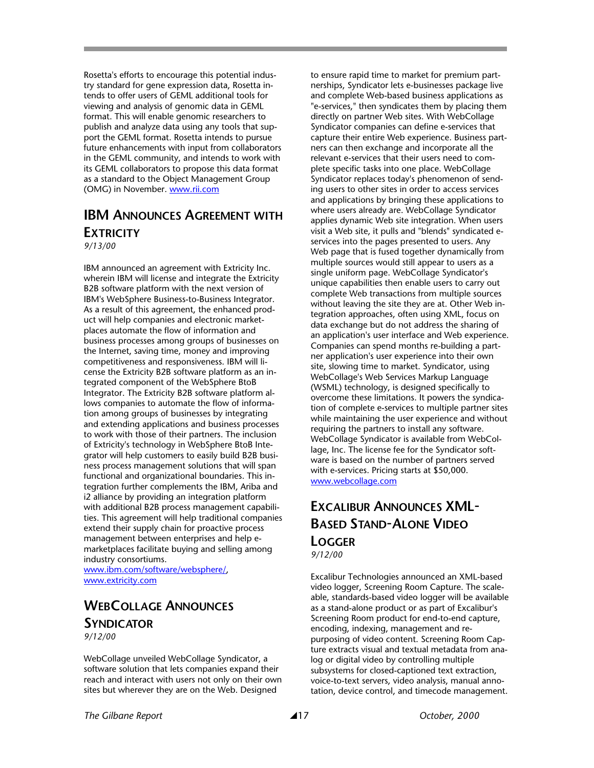Rosetta's efforts to encourage this potential industry standard for gene expression data, Rosetta intends to offer users of GEML additional tools for viewing and analysis of genomic data in GEML format. This will enable genomic researchers to publish and analyze data using any tools that support the GEML format. Rosetta intends to pursue future enhancements with input from collaborators in the GEML community, and intends to work with its GEML collaborators to propose this data format as a standard to the Object Management Group (OMG) in November. www.rii.com

## IBM Announces Agreement with Extricity

*9/13/00*

IBM announced an agreement with Extricity Inc. wherein IBM will license and integrate the Extricity B2B software platform with the next version of IBM's WebSphere Business-to-Business Integrator. As a result of this agreement, the enhanced product will help companies and electronic marketplaces automate the flow of information and business processes among groups of businesses on the Internet, saving time, money and improving competitiveness and responsiveness. IBM will license the Extricity B2B software platform as an integrated component of the WebSphere BtoB Integrator. The Extricity B2B software platform allows companies to automate the flow of information among groups of businesses by integrating and extending applications and business processes to work with those of their partners. The inclusion of Extricity's technology in WebSphere BtoB Integrator will help customers to easily build B2B business process management solutions that will span functional and organizational boundaries. This integration further complements the IBM, Ariba and i2 alliance by providing an integration platform with additional B2B process management capabilities. This agreement will help traditional companies extend their supply chain for proactive process management between enterprises and help e-marketplaces facilitate buying and selling among industry consortiums.
www.ibm.com/software/websphere/, www.extricity.com

## WebCollage Announces Syndicator

*9/12/00*

WebCollage unveiled WebCollage Syndicator, a software solution that lets companies expand their reach and interact with users not only on their own sites but wherever they are on the Web. Designed to ensure rapid time to market for premium partnerships, Syndicator lets e-businesses package live and complete Web-based business applications as "e-services," then syndicates them by placing them directly on partner Web sites. With WebCollage Syndicator companies can define e-services that capture their entire Web experience. Business partners can then exchange and incorporate all the relevant e-services that their users need to complete specific tasks into one place. WebCollage Syndicator replaces today's phenomenon of sending users to other sites in order to access services and applications by bringing these applications to where users already are. WebCollage Syndicator applies dynamic Web site integration. When users visit a Web site, it pulls and "blends" syndicated e-services into the pages presented to users. Any Web page that is fused together dynamically from multiple sources would still appear to users as a single uniform page. WebCollage Syndicator's unique capabilities then enable users to carry out complete Web transactions from multiple sources without leaving the site they are at. Other Web integration approaches, often using XML, focus on data exchange but do not address the sharing of an application's user interface and Web experience. Companies can spend months re-building a partner application's user experience into their own site, slowing time to market. Syndicator, using WebCollage's Web Services Markup Language (WSML) technology, is designed specifically to overcome these limitations. It powers the syndication of complete e-services to multiple partner sites while maintaining the user experience and without requiring the partners to install any software. WebCollage Syndicator is available from WebCollage, Inc. The license fee for the Syndicator software is based on the number of partners served with e-services. Pricing starts at $50,000.
www.webcollage.com

## Excalibur Announces XML-Based Stand-Alone Video Logger

*9/12/00*

Excalibur Technologies announced an XML-based video logger, Screening Room Capture. The scaleable, standards-based video logger will be available as a stand-alone product or as part of Excalibur's Screening Room product for end-to-end capture, encoding, indexing, management and re-purposing of video content. Screening Room Capture extracts visual and textual metadata from analog or digital video by controlling multiple subsystems for closed-captioned text extraction, voice-to-text servers, video analysis, manual annotation, device control, and timecode management.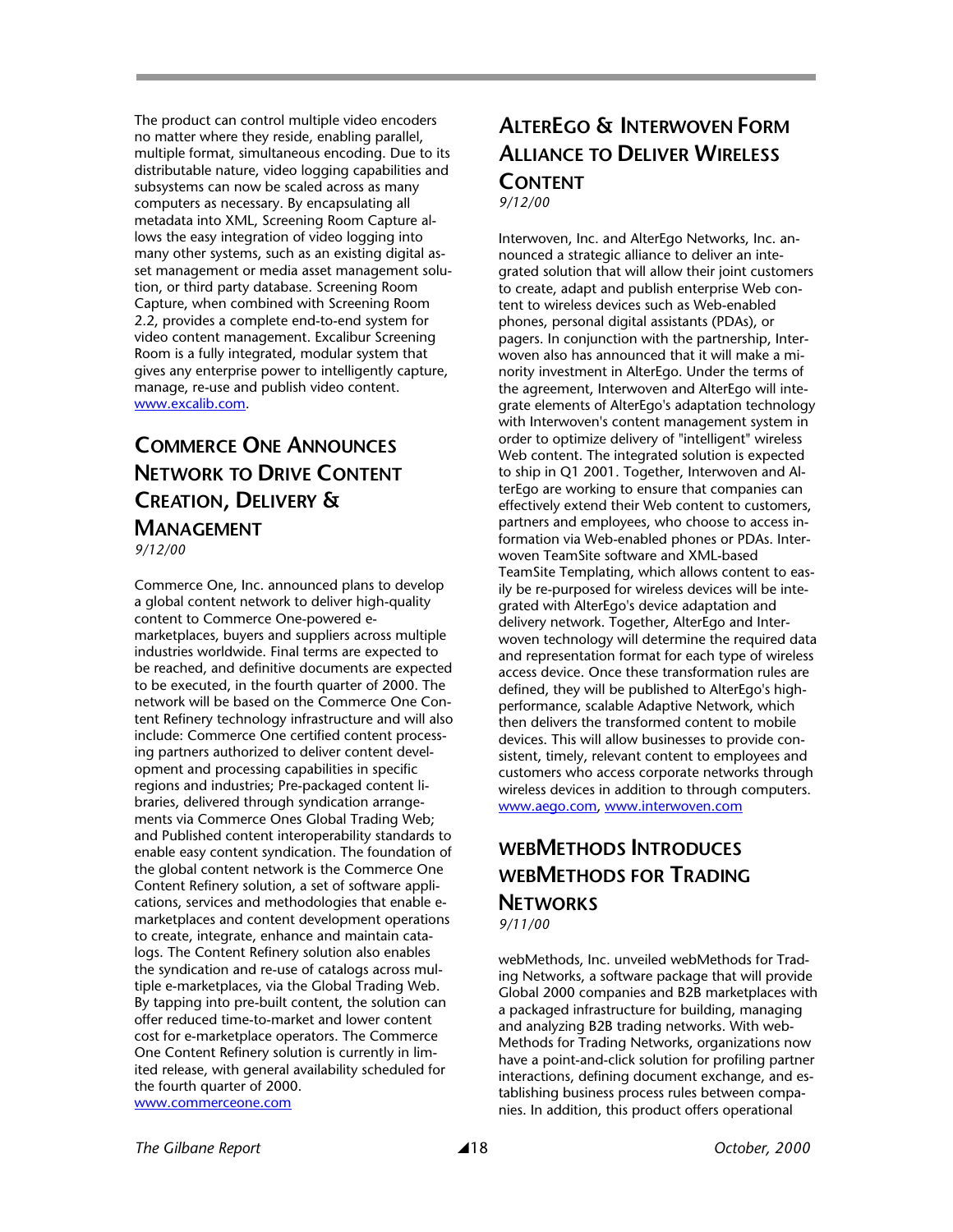The product can control multiple video encoders no matter where they reside, enabling parallel, multiple format, simultaneous encoding. Due to its distributable nature, video logging capabilities and subsystems can now be scaled across as many computers as necessary. By encapsulating all metadata into XML, Screening Room Capture allows the easy integration of video logging into many other systems, such as an existing digital asset management or media asset management solution, or third party database. Screening Room Capture, when combined with Screening Room 2.2, provides a complete end-to-end system for video content management. Excalibur Screening Room is a fully integrated, modular system that gives any enterprise power to intelligently capture, manage, re-use and publish video content. www.excalib.com.

## Commerce One Announces Network to Drive Content Creation, Delivery & Management

*9/12/00*

Commerce One, Inc. announced plans to develop a global content network to deliver high-quality content to Commerce One-powered e-marketplaces, buyers and suppliers across multiple industries worldwide. Final terms are expected to be reached, and definitive documents are expected to be executed, in the fourth quarter of 2000. The network will be based on the Commerce One Content Refinery technology infrastructure and will also include: Commerce One certified content processing partners authorized to deliver content development and processing capabilities in specific regions and industries; Pre-packaged content libraries, delivered through syndication arrangements via Commerce Ones Global Trading Web; and Published content interoperability standards to enable easy content syndication. The foundation of the global content network is the Commerce One Content Refinery solution, a set of software applications, services and methodologies that enable e-marketplaces and content development operations to create, integrate, enhance and maintain catalogs. The Content Refinery solution also enables the syndication and re-use of catalogs across multiple e-marketplaces, via the Global Trading Web. By tapping into pre-built content, the solution can offer reduced time-to-market and lower content cost for e-marketplace operators. The Commerce One Content Refinery solution is currently in limited release, with general availability scheduled for the fourth quarter of 2000. www.commerceone.com

## AlterEgo & Interwoven Form Alliance to Deliver Wireless Content

*9/12/00*

Interwoven, Inc. and AlterEgo Networks, Inc. announced a strategic alliance to deliver an integrated solution that will allow their joint customers to create, adapt and publish enterprise Web content to wireless devices such as Web-enabled phones, personal digital assistants (PDAs), or pagers. In conjunction with the partnership, Interwoven also has announced that it will make a minority investment in AlterEgo. Under the terms of the agreement, Interwoven and AlterEgo will integrate elements of AlterEgo's adaptation technology with Interwoven's content management system in order to optimize delivery of "intelligent" wireless Web content. The integrated solution is expected to ship in Q1 2001. Together, Interwoven and AlterEgo are working to ensure that companies can effectively extend their Web content to customers, partners and employees, who choose to access information via Web-enabled phones or PDAs. Interwoven TeamSite software and XML-based TeamSite Templating, which allows content to easily be re-purposed for wireless devices will be integrated with AlterEgo's device adaptation and delivery network. Together, AlterEgo and Interwoven technology will determine the required data and representation format for each type of wireless access device. Once these transformation rules are defined, they will be published to AlterEgo's high-performance, scalable Adaptive Network, which then delivers the transformed content to mobile devices. This will allow businesses to provide consistent, timely, relevant content to employees and customers who access corporate networks through wireless devices in addition to through computers. www.aego.com, www.interwoven.com

## webMethods Introduces webMethods for Trading Networks

*9/11/00*

webMethods, Inc. unveiled webMethods for Trading Networks, a software package that will provide Global 2000 companies and B2B marketplaces with a packaged infrastructure for building, managing and analyzing B2B trading networks. With webMethods for Trading Networks, organizations now have a point-and-click solution for profiling partner interactions, defining document exchange, and establishing business process rules between companies. In addition, this product offers operational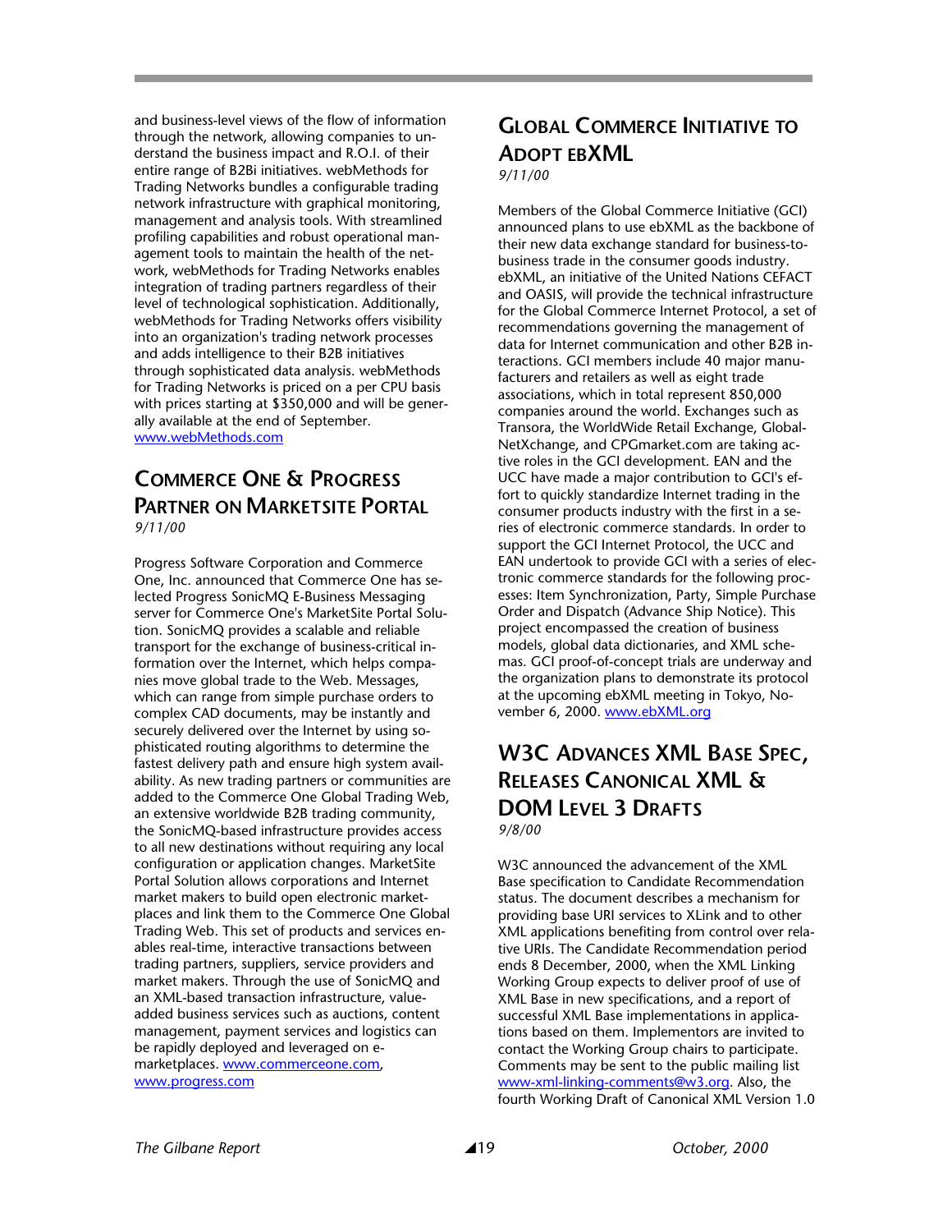and business-level views of the flow of information through the network, allowing companies to understand the business impact and R.O.I. of their entire range of B2Bi initiatives. webMethods for Trading Networks bundles a configurable trading network infrastructure with graphical monitoring, management and analysis tools. With streamlined profiling capabilities and robust operational management tools to maintain the health of the network, webMethods for Trading Networks enables integration of trading partners regardless of their level of technological sophistication. Additionally, webMethods for Trading Networks offers visibility into an organization's trading network processes and adds intelligence to their B2B initiatives through sophisticated data analysis. webMethods for Trading Networks is priced on a per CPU basis with prices starting at $350,000 and will be generally available at the end of September. www.webMethods.com

## Commerce One & Progress Partner on Marketsite Portal

*9/11/00*

Progress Software Corporation and Commerce One, Inc. announced that Commerce One has selected Progress SonicMQ E-Business Messaging server for Commerce One's MarketSite Portal Solution. SonicMQ provides a scalable and reliable transport for the exchange of business-critical information over the Internet, which helps companies move global trade to the Web. Messages, which can range from simple purchase orders to complex CAD documents, may be instantly and securely delivered over the Internet by using sophisticated routing algorithms to determine the fastest delivery path and ensure high system availability. As new trading partners or communities are added to the Commerce One Global Trading Web, an extensive worldwide B2B trading community, the SonicMQ-based infrastructure provides access to all new destinations without requiring any local configuration or application changes. MarketSite Portal Solution allows corporations and Internet market makers to build open electronic marketplaces and link them to the Commerce One Global Trading Web. This set of products and services enables real-time, interactive transactions between trading partners, suppliers, service providers and market makers. Through the use of SonicMQ and an XML-based transaction infrastructure, value-added business services such as auctions, content management, payment services and logistics can be rapidly deployed and leveraged on e-marketplaces. www.commerceone.com, www.progress.com

## Global Commerce Initiative to Adopt ebXML

*9/11/00*

Members of the Global Commerce Initiative (GCI) announced plans to use ebXML as the backbone of their new data exchange standard for business-to-business trade in the consumer goods industry. ebXML, an initiative of the United Nations CEFACT and OASIS, will provide the technical infrastructure for the Global Commerce Internet Protocol, a set of recommendations governing the management of data for Internet communication and other B2B interactions. GCI members include 40 major manufacturers and retailers as well as eight trade associations, which in total represent 850,000 companies around the world. Exchanges such as Transora, the WorldWide Retail Exchange, GlobalNetXchange, and CPGmarket.com are taking active roles in the GCI development. EAN and the UCC have made a major contribution to GCI's effort to quickly standardize Internet trading in the consumer products industry with the first in a series of electronic commerce standards. In order to support the GCI Internet Protocol, the UCC and EAN undertook to provide GCI with a series of electronic commerce standards for the following processes: Item Synchronization, Party, Simple Purchase Order and Dispatch (Advance Ship Notice). This project encompassed the creation of business models, global data dictionaries, and XML schemas. GCI proof-of-concept trials are underway and the organization plans to demonstrate its protocol at the upcoming ebXML meeting in Tokyo, November 6, 2000. www.ebXML.org

## W3C Advances XML Base Spec, Releases Canonical XML & DOM Level 3 Drafts

*9/8/00*

W3C announced the advancement of the XML Base specification to Candidate Recommendation status. The document describes a mechanism for providing base URI services to XLink and to other XML applications benefiting from control over relative URIs. The Candidate Recommendation period ends 8 December, 2000, when the XML Linking Working Group expects to deliver proof of use of XML Base in new specifications, and a report of successful XML Base implementations in applications based on them. Implementors are invited to contact the Working Group chairs to participate. Comments may be sent to the public mailing list www-xml-linking-comments@w3.org. Also, the fourth Working Draft of Canonical XML Version 1.0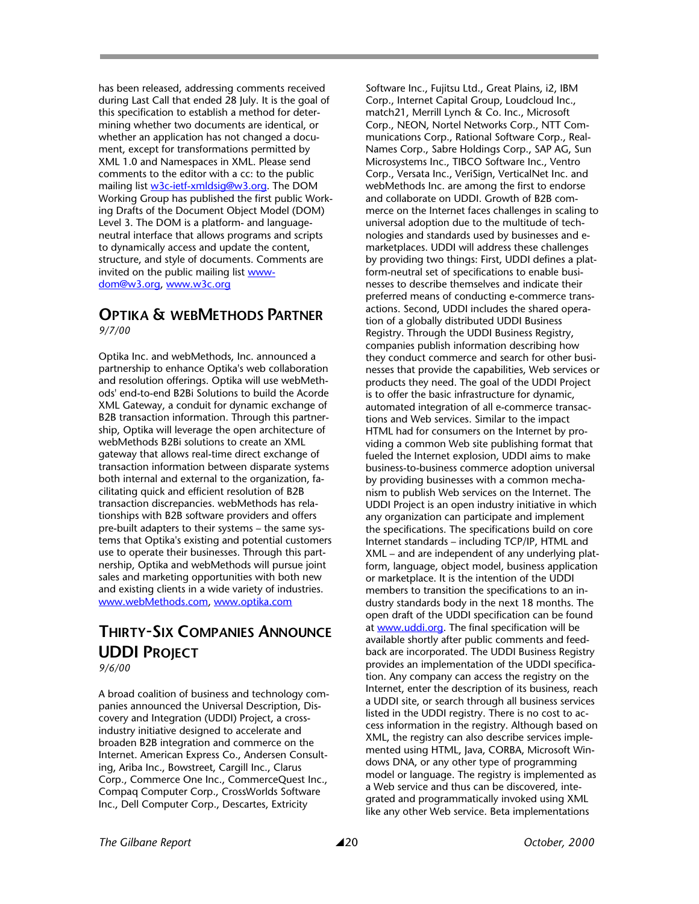has been released, addressing comments received during Last Call that ended 28 July. It is the goal of this specification to establish a method for determining whether two documents are identical, or whether an application has not changed a document, except for transformations permitted by XML 1.0 and Namespaces in XML. Please send comments to the editor with a cc: to the public mailing list w3c-ietf-xmldsig@w3.org. The DOM Working Group has published the first public Working Drafts of the Document Object Model (DOM) Level 3. The DOM is a platform- and language-neutral interface that allows programs and scripts to dynamically access and update the content, structure, and style of documents. Comments are invited on the public mailing list www-dom@w3.org, www.w3c.org

## Optika & webMethods Partner

*9/7/00*

Optika Inc. and webMethods, Inc. announced a partnership to enhance Optika's web collaboration and resolution offerings. Optika will use webMethods' end-to-end B2Bi Solutions to build the Acorde XML Gateway, a conduit for dynamic exchange of B2B transaction information. Through this partnership, Optika will leverage the open architecture of webMethods B2Bi solutions to create an XML gateway that allows real-time direct exchange of transaction information between disparate systems both internal and external to the organization, facilitating quick and efficient resolution of B2B transaction discrepancies. webMethods has relationships with B2B software providers and offers pre-built adapters to their systems – the same systems that Optika's existing and potential customers use to operate their businesses. Through this partnership, Optika and webMethods will pursue joint sales and marketing opportunities with both new and existing clients in a wide variety of industries. www.webMethods.com, www.optika.com

## Thirty-Six Companies Announce UDDI Project

*9/6/00*

A broad coalition of business and technology companies announced the Universal Description, Discovery and Integration (UDDI) Project, a cross-industry initiative designed to accelerate and broaden B2B integration and commerce on the Internet. American Express Co., Andersen Consulting, Ariba Inc., Bowstreet, Cargill Inc., Clarus Corp., Commerce One Inc., CommerceQuest Inc., Compaq Computer Corp., CrossWorlds Software Inc., Dell Computer Corp., Descartes, Extricity Software Inc., Fujitsu Ltd., Great Plains, i2, IBM Corp., Internet Capital Group, Loudcloud Inc., match21, Merrill Lynch & Co. Inc., Microsoft Corp., NEON, Nortel Networks Corp., NTT Communications Corp., Rational Software Corp., RealNames Corp., Sabre Holdings Corp., SAP AG, Sun Microsystems Inc., TIBCO Software Inc., Ventro Corp., Versata Inc., VeriSign, VerticalNet Inc. and webMethods Inc. are among the first to endorse and collaborate on UDDI. Growth of B2B commerce on the Internet faces challenges in scaling to universal adoption due to the multitude of technologies and standards used by businesses and e-marketplaces. UDDI will address these challenges by providing two things: First, UDDI defines a platform-neutral set of specifications to enable businesses to describe themselves and indicate their preferred means of conducting e-commerce transactions. Second, UDDI includes the shared operation of a globally distributed UDDI Business Registry. Through the UDDI Business Registry, companies publish information describing how they conduct commerce and search for other businesses that provide the capabilities, Web services or products they need. The goal of the UDDI Project is to offer the basic infrastructure for dynamic, automated integration of all e-commerce transactions and Web services. Similar to the impact HTML had for consumers on the Internet by providing a common Web site publishing format that fueled the Internet explosion, UDDI aims to make business-to-business commerce adoption universal by providing businesses with a common mechanism to publish Web services on the Internet. The UDDI Project is an open industry initiative in which any organization can participate and implement the specifications. The specifications build on core Internet standards – including TCP/IP, HTML and XML – and are independent of any underlying platform, language, object model, business application or marketplace. It is the intention of the UDDI members to transition the specifications to an industry standards body in the next 18 months. The open draft of the UDDI specification can be found at www.uddi.org. The final specification will be available shortly after public comments and feedback are incorporated. The UDDI Business Registry provides an implementation of the UDDI specification. Any company can access the registry on the Internet, enter the description of its business, reach a UDDI site, or search through all business services listed in the UDDI registry. There is no cost to access information in the registry. Although based on XML, the registry can also describe services implemented using HTML, Java, CORBA, Microsoft Windows DNA, or any other type of programming model or language. The registry is implemented as a Web service and thus can be discovered, integrated and programmatically invoked using XML like any other Web service. Beta implementations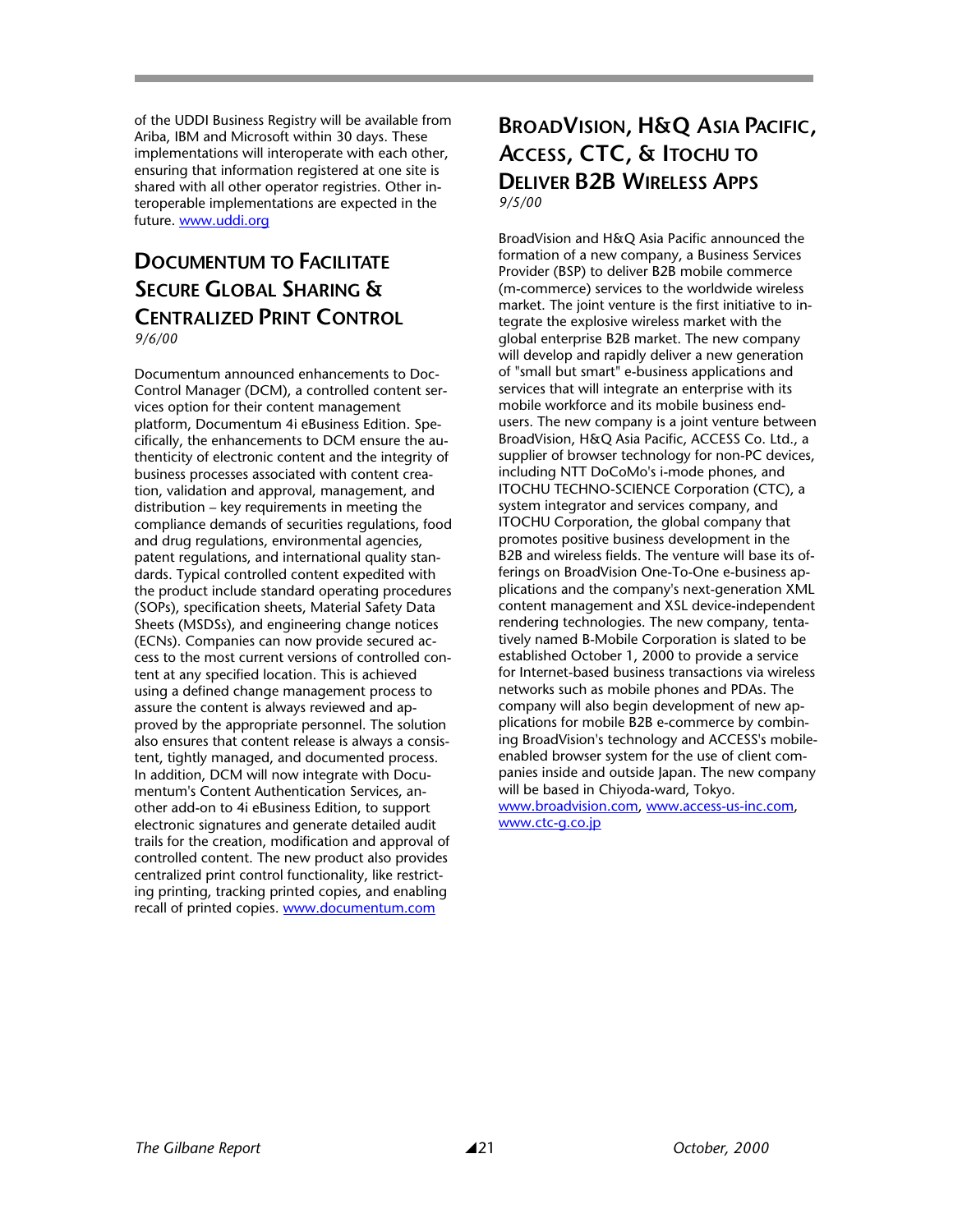of the UDDI Business Registry will be available from Ariba, IBM and Microsoft within 30 days. These implementations will interoperate with each other, ensuring that information registered at one site is shared with all other operator registries. Other interoperable implementations are expected in the future. www.uddi.org

## Documentum to Facilitate Secure Global Sharing & Centralized Print Control

*9/6/00*

Documentum announced enhancements to Doc-Control Manager (DCM), a controlled content services option for their content management platform, Documentum 4i eBusiness Edition. Specifically, the enhancements to DCM ensure the authenticity of electronic content and the integrity of business processes associated with content creation, validation and approval, management, and distribution – key requirements in meeting the compliance demands of securities regulations, food and drug regulations, environmental agencies, patent regulations, and international quality standards. Typical controlled content expedited with the product include standard operating procedures (SOPs), specification sheets, Material Safety Data Sheets (MSDSs), and engineering change notices (ECNs). Companies can now provide secured access to the most current versions of controlled content at any specified location. This is achieved using a defined change management process to assure the content is always reviewed and approved by the appropriate personnel. The solution also ensures that content release is always a consistent, tightly managed, and documented process. In addition, DCM will now integrate with Documentum's Content Authentication Services, another add-on to 4i eBusiness Edition, to support electronic signatures and generate detailed audit trails for the creation, modification and approval of controlled content. The new product also provides centralized print control functionality, like restricting printing, tracking printed copies, and enabling recall of printed copies. www.documentum.com

## BroadVision, H&Q Asia Pacific, Access, CTC, & Itochu to Deliver B2B Wireless Apps

*9/5/00*

BroadVision and H&Q Asia Pacific announced the formation of a new company, a Business Services Provider (BSP) to deliver B2B mobile commerce (m-commerce) services to the worldwide wireless market. The joint venture is the first initiative to integrate the explosive wireless market with the global enterprise B2B market. The new company will develop and rapidly deliver a new generation of "small but smart" e-business applications and services that will integrate an enterprise with its mobile workforce and its mobile business end-users. The new company is a joint venture between BroadVision, H&Q Asia Pacific, ACCESS Co. Ltd., a supplier of browser technology for non-PC devices, including NTT DoCoMo's i-mode phones, and ITOCHU TECHNO-SCIENCE Corporation (CTC), a system integrator and services company, and ITOCHU Corporation, the global company that promotes positive business development in the B2B and wireless fields. The venture will base its offerings on BroadVision One-To-One e-business applications and the company's next-generation XML content management and XSL device-independent rendering technologies. The new company, tentatively named B-Mobile Corporation is slated to be established October 1, 2000 to provide a service for Internet-based business transactions via wireless networks such as mobile phones and PDAs. The company will also begin development of new applications for mobile B2B e-commerce by combining BroadVision's technology and ACCESS's mobile-enabled browser system for the use of client companies inside and outside Japan. The new company will be based in Chiyoda-ward, Tokyo. www.broadvision.com, www.access-us-inc.com, www.ctc-g.co.jp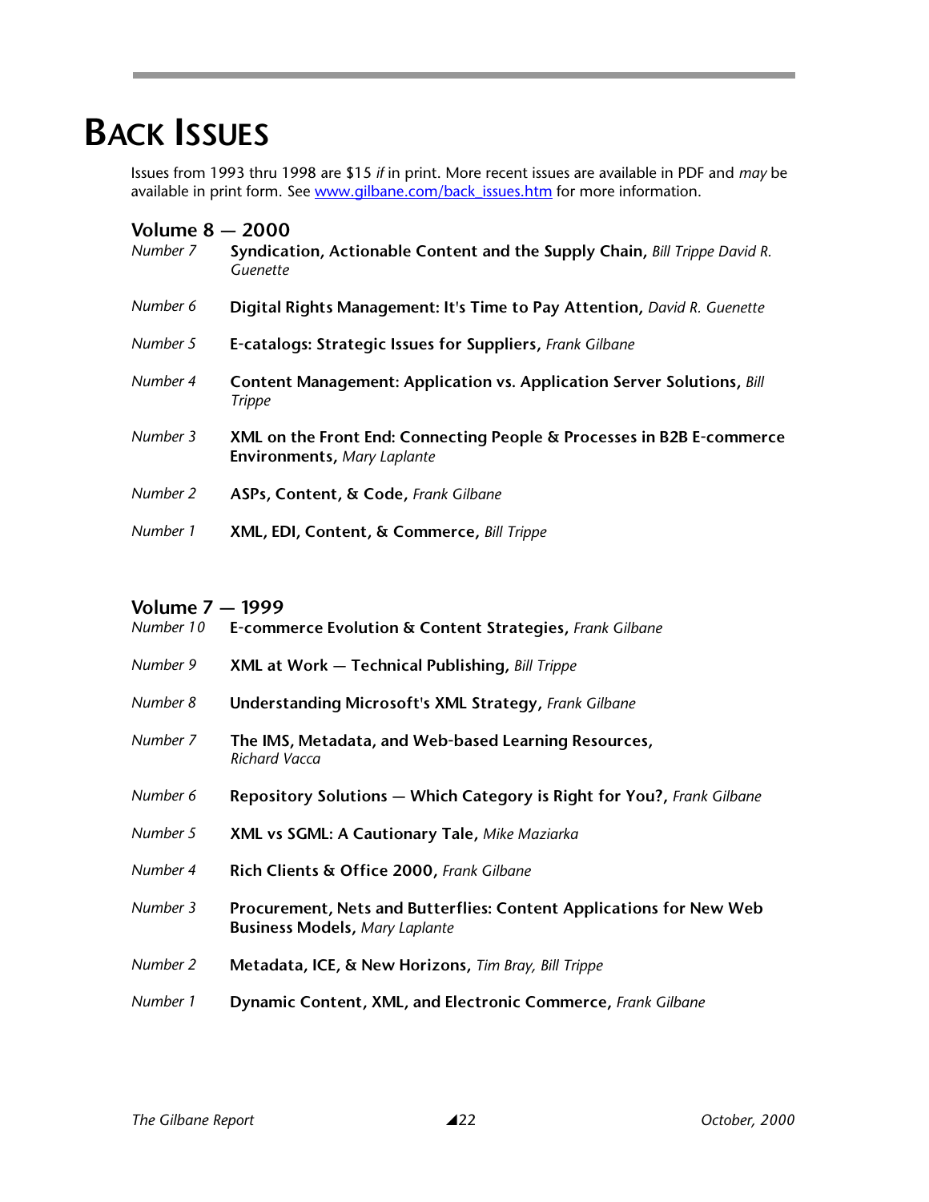# Back Issues

Issues from 1993 thru 1998 are $15 *if* in print. More recent issues are available in PDF and *may* be available in print form. See [www.gilbane.com/back_issues.htm](www.gilbane.com/back_issues.htm) for more information.

## Volume 8 — 2000

*Number 7* **Syndication, Actionable Content and the Supply Chain,** *Bill Trippe David R. Guenette*

*Number 6* **Digital Rights Management: It's Time to Pay Attention,** *David R. Guenette*

*Number 5* **E-catalogs: Strategic Issues for Suppliers,** *Frank Gilbane*

*Number 4* **Content Management: Application vs. Application Server Solutions,** *Bill Trippe*

*Number 3* **XML on the Front End: Connecting People & Processes in B2B E-commerce Environments,** *Mary Laplante*

*Number 2* **ASPs, Content, & Code,** *Frank Gilbane*

*Number 1* **XML, EDI, Content, & Commerce,** *Bill Trippe*

## Volume 7 — 1999

*Number 10* **E-commerce Evolution & Content Strategies,** *Frank Gilbane*

*Number 9* **XML at Work — Technical Publishing,** *Bill Trippe*

*Number 8* **Understanding Microsoft's XML Strategy,** *Frank Gilbane*

*Number 7* **The IMS, Metadata, and Web-based Learning Resources,** *Richard Vacca*

*Number 6* **Repository Solutions — Which Category is Right for You?,** *Frank Gilbane*

*Number 5* **XML vs SGML: A Cautionary Tale,** *Mike Maziarka*

*Number 4* **Rich Clients & Office 2000,** *Frank Gilbane*

*Number 3* **Procurement, Nets and Butterflies: Content Applications for New Web Business Models,** *Mary Laplante*

*Number 2* **Metadata, ICE, & New Horizons,** *Tim Bray, Bill Trippe*

*Number 1* **Dynamic Content, XML, and Electronic Commerce,** *Frank Gilbane*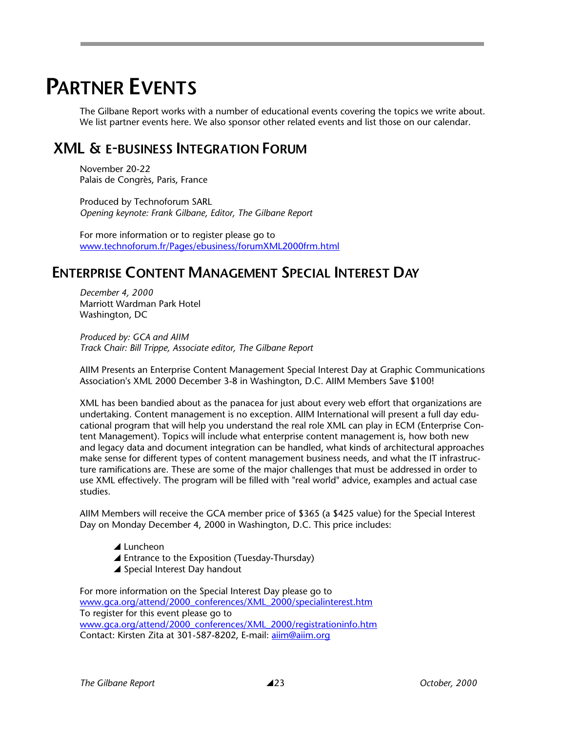# PARTNER EVENTS

The Gilbane Report works with a number of educational events covering the topics we write about. We list partner events here. We also sponsor other related events and list those on our calendar.

## XML & E-BUSINESS INTEGRATION FORUM

November 20-22
Palais de Congrès, Paris, France

Produced by Technoforum SARL
*Opening keynote: Frank Gilbane, Editor, The Gilbane Report*

For more information or to register please go to
www.technoforum.fr/Pages/ebusiness/forumXML2000frm.html

## ENTERPRISE CONTENT MANAGEMENT SPECIAL INTEREST DAY

*December 4, 2000*
Marriott Wardman Park Hotel
Washington, DC

*Produced by: GCA and AIIM*
*Track Chair: Bill Trippe, Associate editor, The Gilbane Report*

AIIM Presents an Enterprise Content Management Special Interest Day at Graphic Communications Association's XML 2000 December 3-8 in Washington, D.C. AIIM Members Save $100!

XML has been bandied about as the panacea for just about every web effort that organizations are undertaking. Content management is no exception. AIIM International will present a full day educational program that will help you understand the real role XML can play in ECM (Enterprise Content Management). Topics will include what enterprise content management is, how both new and legacy data and document integration can be handled, what kinds of architectural approaches make sense for different types of content management business needs, and what the IT infrastructure ramifications are. These are some of the major challenges that must be addressed in order to use XML effectively. The program will be filled with "real world" advice, examples and actual case studies.

AIIM Members will receive the GCA member price of $365 (a $425 value) for the Special Interest Day on Monday December 4, 2000 in Washington, D.C. This price includes:

- Luncheon
- Entrance to the Exposition (Tuesday-Thursday)
- Special Interest Day handout

For more information on the Special Interest Day please go to
www.gca.org/attend/2000_conferences/XML_2000/specialinterest.htm
To register for this event please go to
www.gca.org/attend/2000_conferences/XML_2000/registrationinfo.htm
Contact: Kirsten Zita at 301-587-8202, E-mail: aiim@aiim.org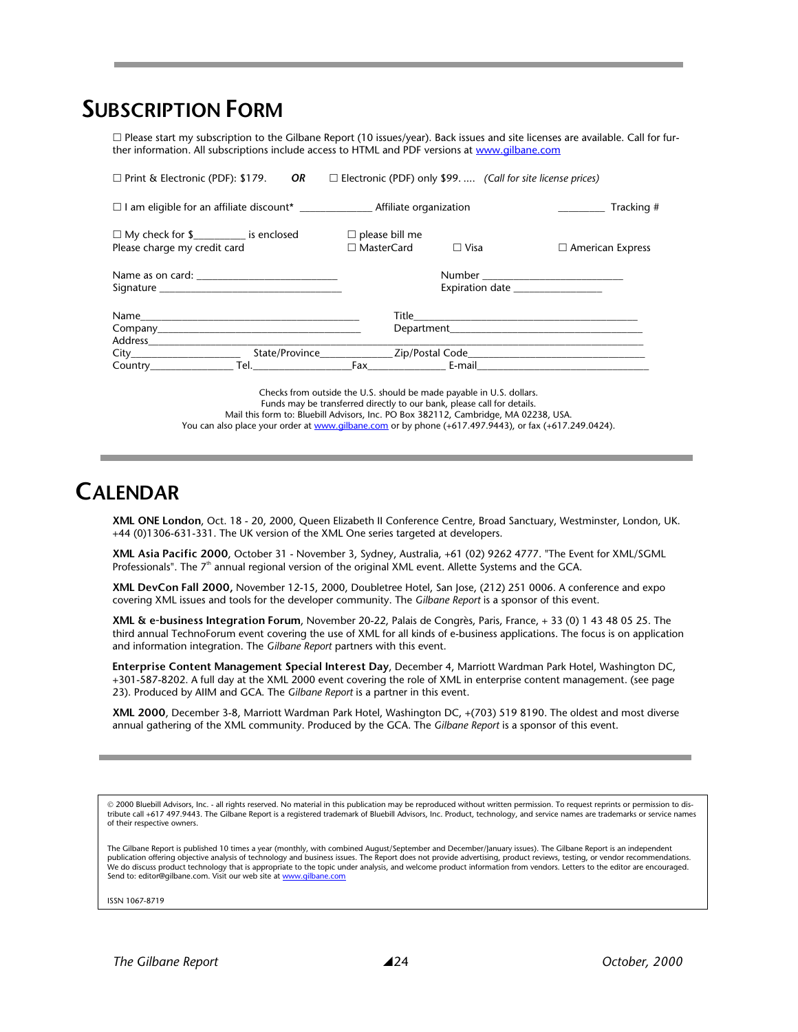## SUBSCRIPTION FORM

☐ Please start my subscription to the Gilbane Report (10 issues/year). Back issues and site licenses are available. Call for further information. All subscriptions include access to HTML and PDF versions at www.gilbane.com

☐ Print & Electronic (PDF): $179. ***OR*** ☐ Electronic (PDF) only $99. .... *(Call for site license prices)*

☐ I am eligible for an affiliate discount* _____________ Affiliate organization _________ Tracking #

☐ My check for $_________ is enclosed ☐ please bill me

Please charge my credit card ☐ MasterCard ☐ Visa ☐ American Express

Name as on card: ________________________ Number ________________________

Signature ________________________________ Expiration date _______________

Name________________________________________ Title________________________________________

Company_____________________________________ Department__________________________________

Address________________________________________________________________________________

City___________________ State/Province_____________ Zip/Postal Code_____________________________

Country______________ Tel.__________________ Fax_____________ E-mail_____________________________

Checks from outside the U.S. should be made payable in U.S. dollars.
Funds may be transferred directly to our bank, please call for details.
Mail this form to: Bluebill Advisors, Inc. PO Box 382112, Cambridge, MA 02238, USA.
You can also place your order at www.gilbane.com or by phone (+617.497.9443), or fax (+617.249.0424).

## CALENDAR

**XML ONE London**, Oct. 18 - 20, 2000, Queen Elizabeth II Conference Centre, Broad Sanctuary, Westminster, London, UK. +44 (0)1306-631-331. The UK version of the XML One series targeted at developers.

**XML Asia Pacific 2000**, October 31 - November 3, Sydney, Australia, +61 (02) 9262 4777. "The Event for XML/SGML Professionals". The 7th annual regional version of the original XML event. Allette Systems and the GCA.

**XML DevCon Fall 2000,** November 12-15, 2000, Doubletree Hotel, San Jose, (212) 251 0006. A conference and expo covering XML issues and tools for the developer community. The *Gilbane Report* is a sponsor of this event.

**XML & e-business Integration Forum**, November 20-22, Palais de Congrès, Paris, France, + 33 (0) 1 43 48 05 25. The third annual TechnoForum event covering the use of XML for all kinds of e-business applications. The focus is on application and information integration. The *Gilbane Report* partners with this event.

**Enterprise Content Management Special Interest Day**, December 4, Marriott Wardman Park Hotel, Washington DC, +301-587-8202. A full day at the XML 2000 event covering the role of XML in enterprise content management. (see page 23). Produced by AIIM and GCA. The *Gilbane Report* is a partner in this event.

**XML 2000**, December 3-8, Marriott Wardman Park Hotel, Washington DC, +(703) 519 8190. The oldest and most diverse annual gathering of the XML community. Produced by the GCA. The *Gilbane Report* is a sponsor of this event.

© 2000 Bluebill Advisors, Inc. - all rights reserved. No material in this publication may be reproduced without written permission. To request reprints or permission to distribute call +617 497.9443. The Gilbane Report is a registered trademark of Bluebill Advisors, Inc. Product, technology, and service names are trademarks or service names of their respective owners.

The Gilbane Report is published 10 times a year (monthly, with combined August/September and December/January issues). The Gilbane Report is an independent publication offering objective analysis of technology and business issues. The Report does not provide advertising, product reviews, testing, or vendor recommendations. We do discuss product technology that is appropriate to the topic under analysis, and welcome product information from vendors. Letters to the editor are encouraged. Send to: editor@gilbane.com. Visit our web site at www.gilbane.com

ISSN 1067-8719